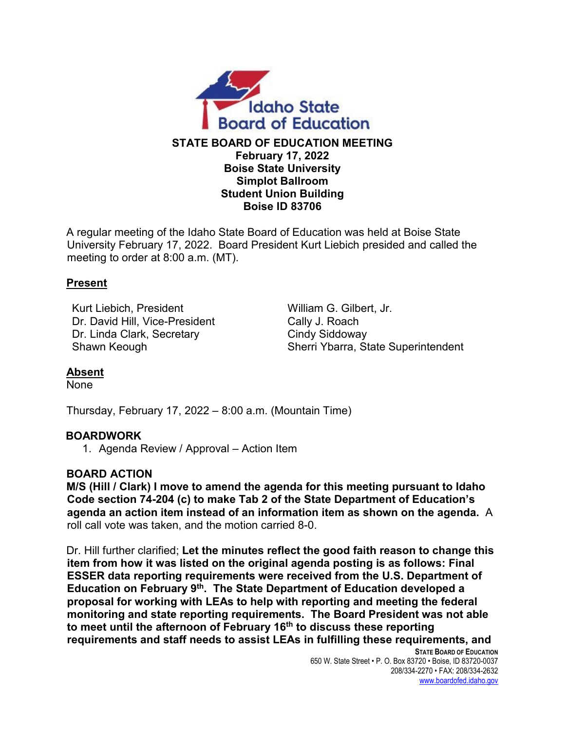Idaho State Board of Education

**STATE BOARD OF EDUCATION MEETING**
**February 17, 2022**
**Boise State University**
**Simplot Ballroom**
**Student Union Building**
**Boise ID 83706**

A regular meeting of the Idaho State Board of Education was held at Boise State University February 17, 2022. Board President Kurt Liebich presided and called the meeting to order at 8:00 a.m. (MT).

**Present**

Kurt Liebich, President
Dr. David Hill, Vice-President
Dr. Linda Clark, Secretary
Shawn Keough
William G. Gilbert, Jr.
Cally J. Roach
Cindy Siddoway
Sherri Ybarra, State Superintendent

**Absent**
None

Thursday, February 17, 2022 – 8:00 a.m. (Mountain Time)

**BOARDWORK**

1. Agenda Review / Approval – Action Item

**BOARD ACTION**
**M/S (Hill / Clark) I move to amend the agenda for this meeting pursuant to Idaho Code section 74-204 (c) to make Tab 2 of the State Department of Education's agenda an action item instead of an information item as shown on the agenda.** A roll call vote was taken, and the motion carried 8-0.

Dr. Hill further clarified; **Let the minutes reflect the good faith reason to change this item from how it was listed on the original agenda posting is as follows: Final ESSER data reporting requirements were received from the U.S. Department of Education on February 9th. The State Department of Education developed a proposal for working with LEAs to help with reporting and meeting the federal monitoring and state reporting requirements. The Board President was not able to meet until the afternoon of February 16th to discuss these reporting requirements and staff needs to assist LEAs in fulfilling these requirements, and**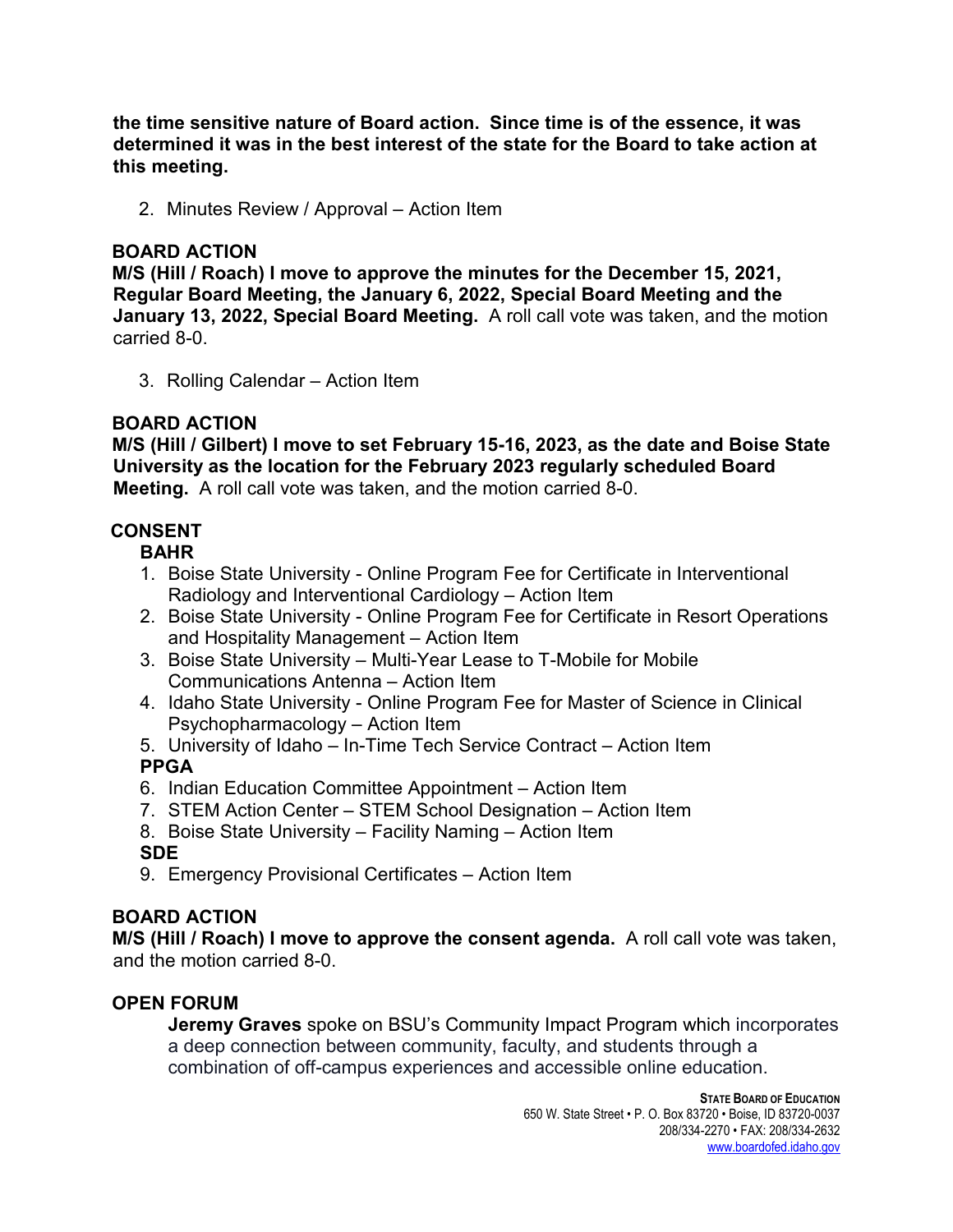**the time sensitive nature of Board action. Since time is of the essence, it was determined it was in the best interest of the state for the Board to take action at this meeting.**

2. Minutes Review / Approval – Action Item

**BOARD ACTION**

**M/S (Hill / Roach) I move to approve the minutes for the December 15, 2021, Regular Board Meeting, the January 6, 2022, Special Board Meeting and the January 13, 2022, Special Board Meeting.** A roll call vote was taken, and the motion carried 8-0.

3. Rolling Calendar – Action Item

**BOARD ACTION**

**M/S (Hill / Gilbert) I move to set February 15-16, 2023, as the date and Boise State University as the location for the February 2023 regularly scheduled Board Meeting.** A roll call vote was taken, and the motion carried 8-0.

**CONSENT**

**BAHR**

1. Boise State University - Online Program Fee for Certificate in Interventional Radiology and Interventional Cardiology – Action Item
2. Boise State University - Online Program Fee for Certificate in Resort Operations and Hospitality Management – Action Item
3. Boise State University – Multi-Year Lease to T-Mobile for Mobile Communications Antenna – Action Item
4. Idaho State University - Online Program Fee for Master of Science in Clinical Psychopharmacology – Action Item
5. University of Idaho – In-Time Tech Service Contract – Action Item

**PPGA**

6. Indian Education Committee Appointment – Action Item
7. STEM Action Center – STEM School Designation – Action Item
8. Boise State University – Facility Naming – Action Item

**SDE**

9. Emergency Provisional Certificates – Action Item

**BOARD ACTION**

**M/S (Hill / Roach) I move to approve the consent agenda.** A roll call vote was taken, and the motion carried 8-0.

**OPEN FORUM**

**Jeremy Graves** spoke on BSU's Community Impact Program which incorporates a deep connection between community, faculty, and students through a combination of off-campus experiences and accessible online education.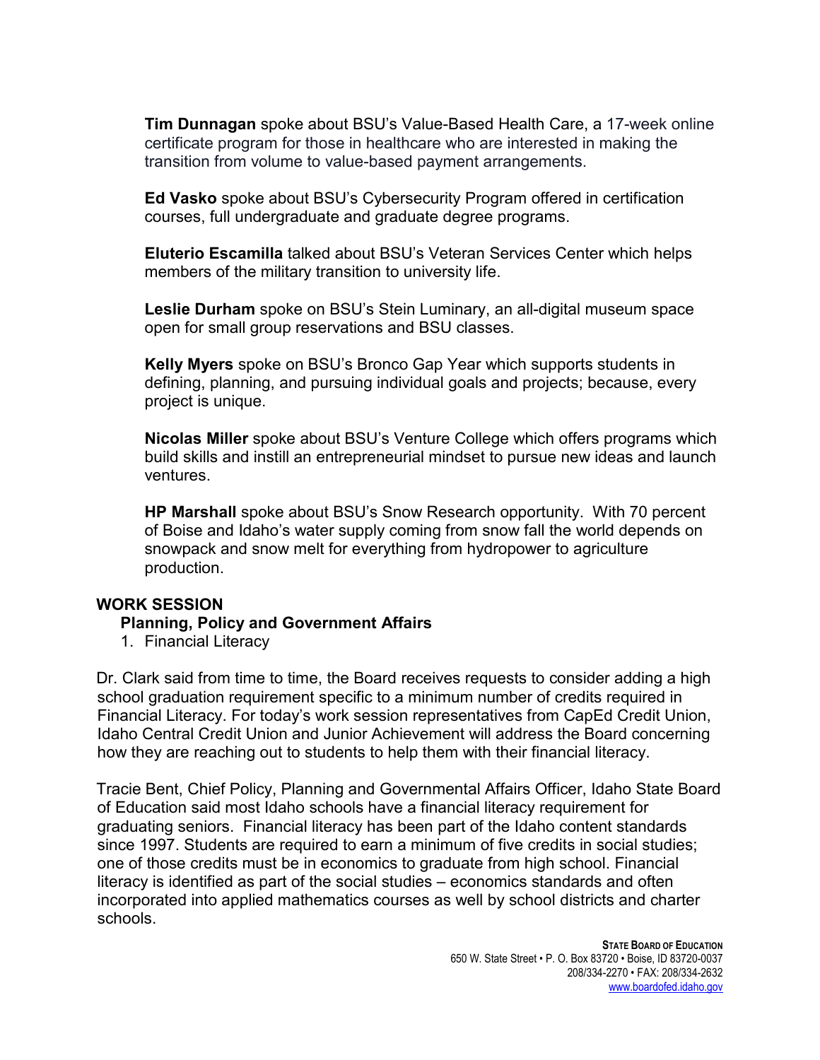**Tim Dunnagan** spoke about BSU's Value-Based Health Care, a 17-week online certificate program for those in healthcare who are interested in making the transition from volume to value-based payment arrangements.

**Ed Vasko** spoke about BSU's Cybersecurity Program offered in certification courses, full undergraduate and graduate degree programs.

**Eluterio Escamilla** talked about BSU's Veteran Services Center which helps members of the military transition to university life.

**Leslie Durham** spoke on BSU's Stein Luminary, an all-digital museum space open for small group reservations and BSU classes.

**Kelly Myers** spoke on BSU's Bronco Gap Year which supports students in defining, planning, and pursuing individual goals and projects; because, every project is unique.

**Nicolas Miller** spoke about BSU's Venture College which offers programs which build skills and instill an entrepreneurial mindset to pursue new ideas and launch ventures.

**HP Marshall** spoke about BSU's Snow Research opportunity. With 70 percent of Boise and Idaho's water supply coming from snow fall the world depends on snowpack and snow melt for everything from hydropower to agriculture production.

## WORK SESSION

### Planning, Policy and Government Affairs

1. Financial Literacy

Dr. Clark said from time to time, the Board receives requests to consider adding a high school graduation requirement specific to a minimum number of credits required in Financial Literacy. For today's work session representatives from CapEd Credit Union, Idaho Central Credit Union and Junior Achievement will address the Board concerning how they are reaching out to students to help them with their financial literacy.

Tracie Bent, Chief Policy, Planning and Governmental Affairs Officer, Idaho State Board of Education said most Idaho schools have a financial literacy requirement for graduating seniors. Financial literacy has been part of the Idaho content standards since 1997. Students are required to earn a minimum of five credits in social studies; one of those credits must be in economics to graduate from high school. Financial literacy is identified as part of the social studies – economics standards and often incorporated into applied mathematics courses as well by school districts and charter schools.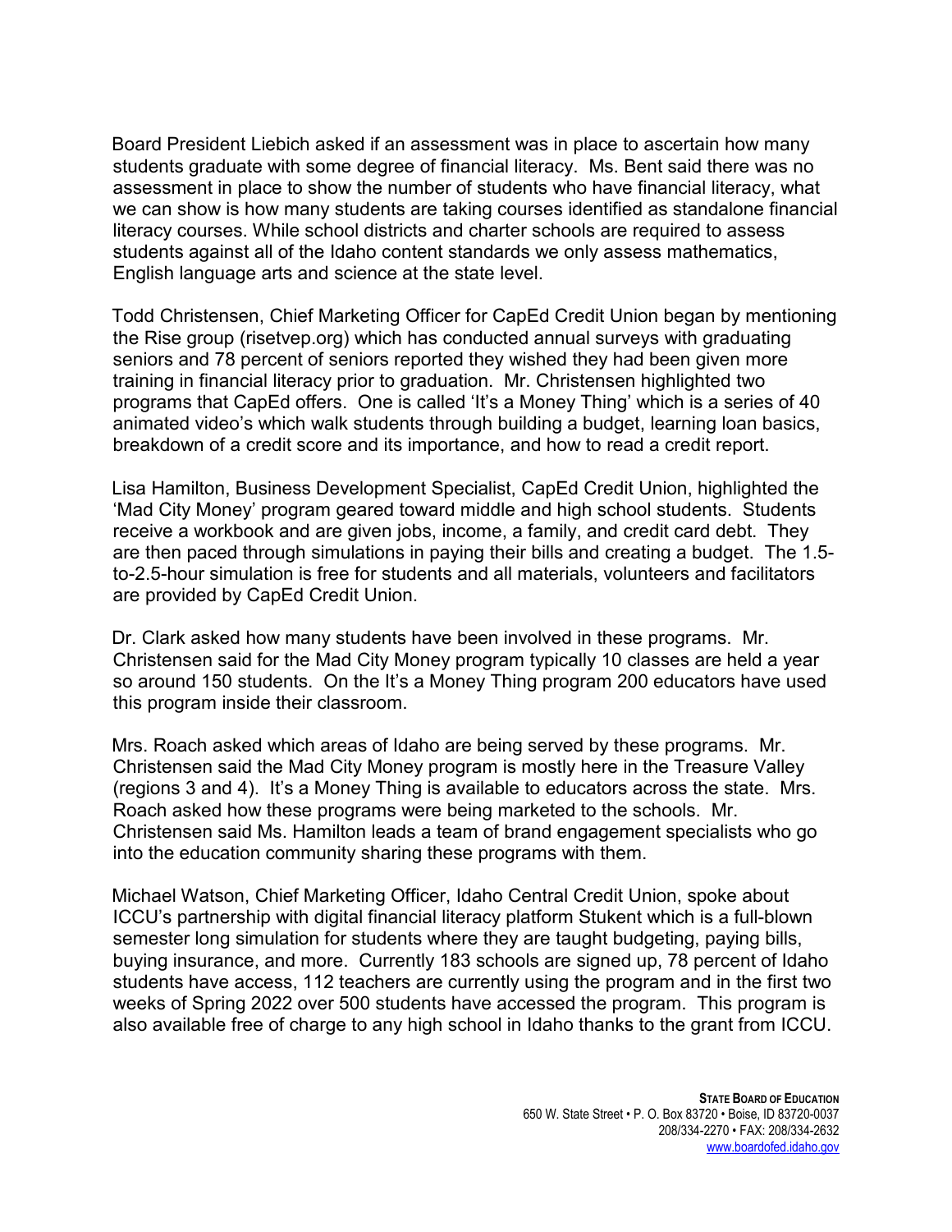Board President Liebich asked if an assessment was in place to ascertain how many students graduate with some degree of financial literacy. Ms. Bent said there was no assessment in place to show the number of students who have financial literacy, what we can show is how many students are taking courses identified as standalone financial literacy courses. While school districts and charter schools are required to assess students against all of the Idaho content standards we only assess mathematics, English language arts and science at the state level.

Todd Christensen, Chief Marketing Officer for CapEd Credit Union began by mentioning the Rise group (risetvep.org) which has conducted annual surveys with graduating seniors and 78 percent of seniors reported they wished they had been given more training in financial literacy prior to graduation. Mr. Christensen highlighted two programs that CapEd offers. One is called 'It's a Money Thing' which is a series of 40 animated video's which walk students through building a budget, learning loan basics, breakdown of a credit score and its importance, and how to read a credit report.

Lisa Hamilton, Business Development Specialist, CapEd Credit Union, highlighted the 'Mad City Money' program geared toward middle and high school students. Students receive a workbook and are given jobs, income, a family, and credit card debt. They are then paced through simulations in paying their bills and creating a budget. The 1.5-to-2.5-hour simulation is free for students and all materials, volunteers and facilitators are provided by CapEd Credit Union.

Dr. Clark asked how many students have been involved in these programs. Mr. Christensen said for the Mad City Money program typically 10 classes are held a year so around 150 students. On the It's a Money Thing program 200 educators have used this program inside their classroom.

Mrs. Roach asked which areas of Idaho are being served by these programs. Mr. Christensen said the Mad City Money program is mostly here in the Treasure Valley (regions 3 and 4). It's a Money Thing is available to educators across the state. Mrs. Roach asked how these programs were being marketed to the schools. Mr. Christensen said Ms. Hamilton leads a team of brand engagement specialists who go into the education community sharing these programs with them.

Michael Watson, Chief Marketing Officer, Idaho Central Credit Union, spoke about ICCU's partnership with digital financial literacy platform Stukent which is a full-blown semester long simulation for students where they are taught budgeting, paying bills, buying insurance, and more. Currently 183 schools are signed up, 78 percent of Idaho students have access, 112 teachers are currently using the program and in the first two weeks of Spring 2022 over 500 students have accessed the program. This program is also available free of charge to any high school in Idaho thanks to the grant from ICCU.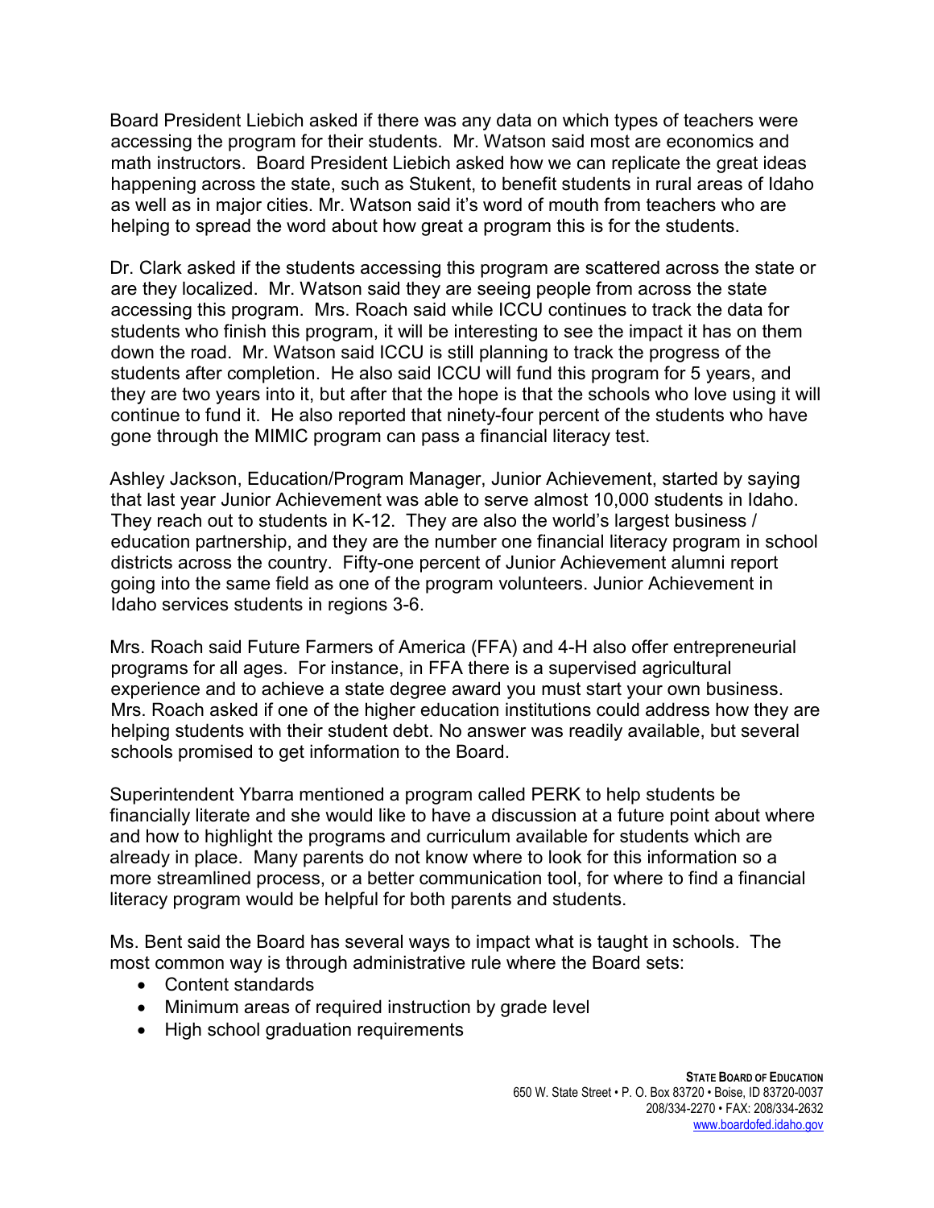Board President Liebich asked if there was any data on which types of teachers were accessing the program for their students. Mr. Watson said most are economics and math instructors. Board President Liebich asked how we can replicate the great ideas happening across the state, such as Stukent, to benefit students in rural areas of Idaho as well as in major cities. Mr. Watson said it's word of mouth from teachers who are helping to spread the word about how great a program this is for the students.

Dr. Clark asked if the students accessing this program are scattered across the state or are they localized. Mr. Watson said they are seeing people from across the state accessing this program. Mrs. Roach said while ICCU continues to track the data for students who finish this program, it will be interesting to see the impact it has on them down the road. Mr. Watson said ICCU is still planning to track the progress of the students after completion. He also said ICCU will fund this program for 5 years, and they are two years into it, but after that the hope is that the schools who love using it will continue to fund it. He also reported that ninety-four percent of the students who have gone through the MIMIC program can pass a financial literacy test.

Ashley Jackson, Education/Program Manager, Junior Achievement, started by saying that last year Junior Achievement was able to serve almost 10,000 students in Idaho. They reach out to students in K-12. They are also the world's largest business / education partnership, and they are the number one financial literacy program in school districts across the country. Fifty-one percent of Junior Achievement alumni report going into the same field as one of the program volunteers. Junior Achievement in Idaho services students in regions 3-6.

Mrs. Roach said Future Farmers of America (FFA) and 4-H also offer entrepreneurial programs for all ages. For instance, in FFA there is a supervised agricultural experience and to achieve a state degree award you must start your own business. Mrs. Roach asked if one of the higher education institutions could address how they are helping students with their student debt. No answer was readily available, but several schools promised to get information to the Board.

Superintendent Ybarra mentioned a program called PERK to help students be financially literate and she would like to have a discussion at a future point about where and how to highlight the programs and curriculum available for students which are already in place. Many parents do not know where to look for this information so a more streamlined process, or a better communication tool, for where to find a financial literacy program would be helpful for both parents and students.

Ms. Bent said the Board has several ways to impact what is taught in schools. The most common way is through administrative rule where the Board sets:

- Content standards
- Minimum areas of required instruction by grade level
- High school graduation requirements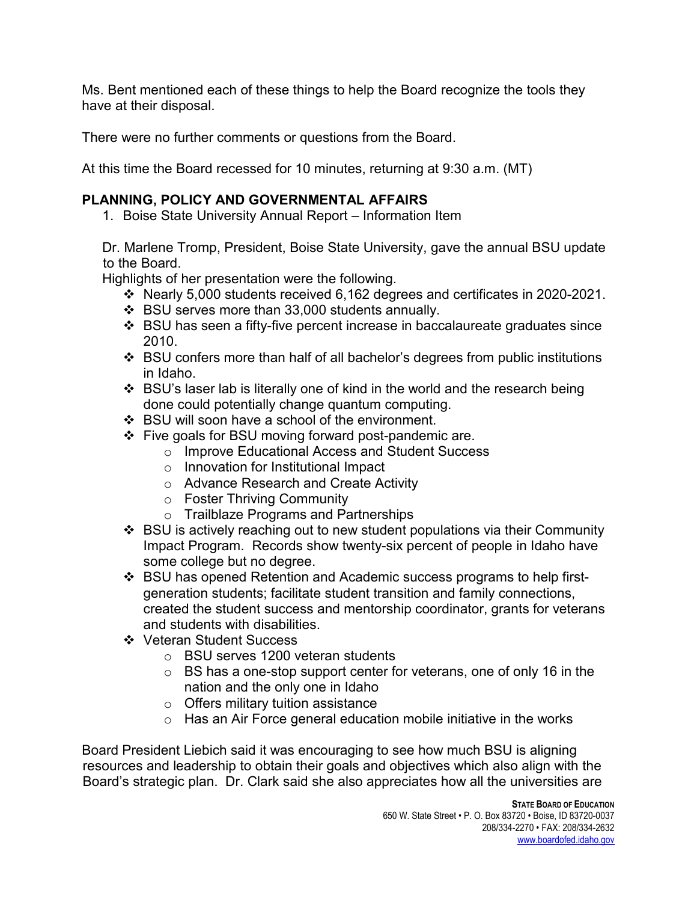Ms. Bent mentioned each of these things to help the Board recognize the tools they have at their disposal.

There were no further comments or questions from the Board.

At this time the Board recessed for 10 minutes, returning at 9:30 a.m. (MT)

**PLANNING, POLICY AND GOVERNMENTAL AFFAIRS**

1. Boise State University Annual Report – Information Item

Dr. Marlene Tromp, President, Boise State University, gave the annual BSU update to the Board.
Highlights of her presentation were the following.

- Nearly 5,000 students received 6,162 degrees and certificates in 2020-2021.
- BSU serves more than 33,000 students annually.
- BSU has seen a fifty-five percent increase in baccalaureate graduates since 2010.
- BSU confers more than half of all bachelor's degrees from public institutions in Idaho.
- BSU's laser lab is literally one of kind in the world and the research being done could potentially change quantum computing.
- BSU will soon have a school of the environment.
- Five goals for BSU moving forward post-pandemic are.
  - Improve Educational Access and Student Success
  - Innovation for Institutional Impact
  - Advance Research and Create Activity
  - Foster Thriving Community
  - Trailblaze Programs and Partnerships
- BSU is actively reaching out to new student populations via their Community Impact Program. Records show twenty-six percent of people in Idaho have some college but no degree.
- BSU has opened Retention and Academic success programs to help first-generation students; facilitate student transition and family connections, created the student success and mentorship coordinator, grants for veterans and students with disabilities.
- Veteran Student Success
  - BSU serves 1200 veteran students
  - BS has a one-stop support center for veterans, one of only 16 in the nation and the only one in Idaho
  - Offers military tuition assistance
  - Has an Air Force general education mobile initiative in the works

Board President Liebich said it was encouraging to see how much BSU is aligning resources and leadership to obtain their goals and objectives which also align with the Board's strategic plan. Dr. Clark said she also appreciates how all the universities are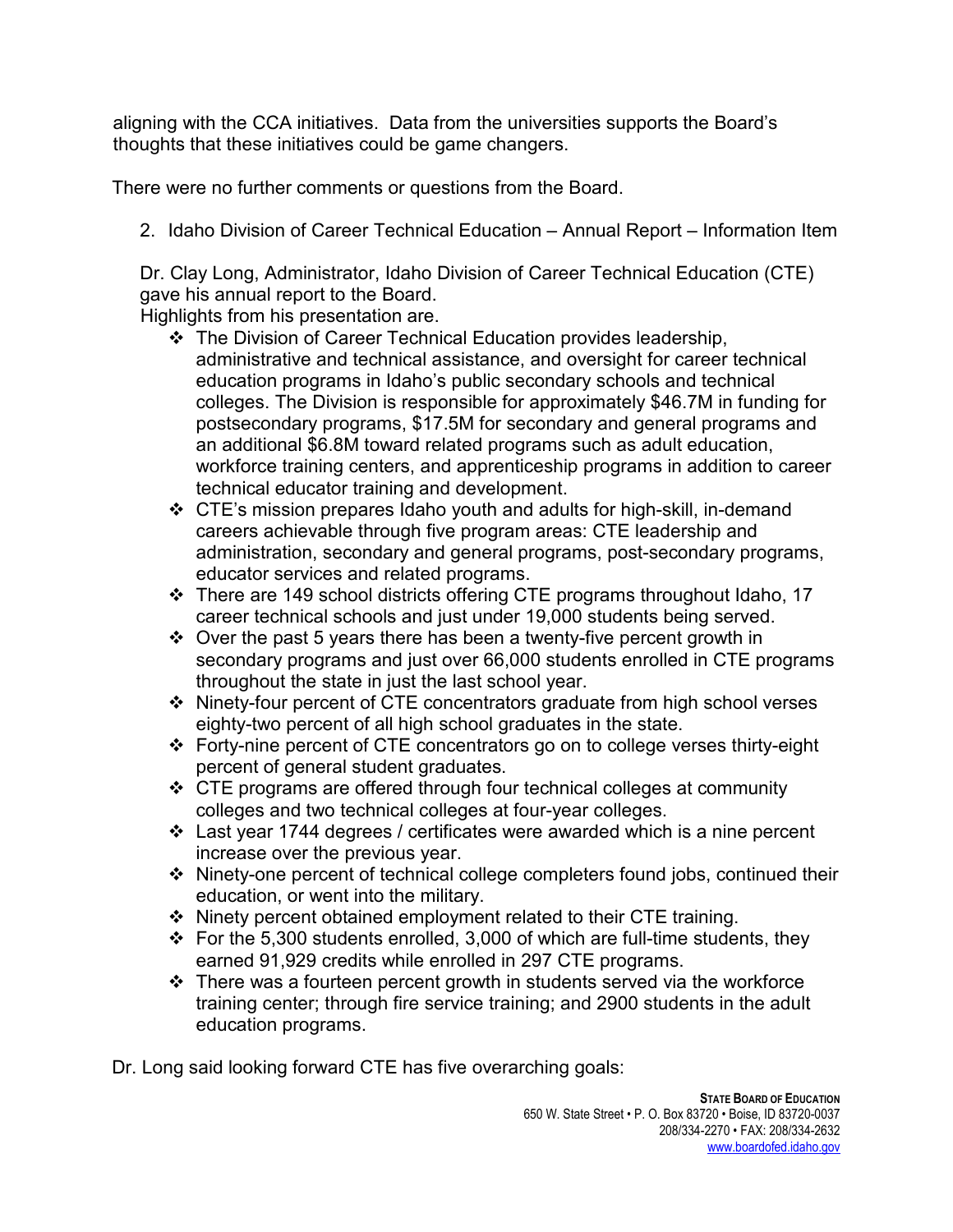aligning with the CCA initiatives. Data from the universities supports the Board's thoughts that these initiatives could be game changers.

There were no further comments or questions from the Board.

2. Idaho Division of Career Technical Education – Annual Report – Information Item

Dr. Clay Long, Administrator, Idaho Division of Career Technical Education (CTE) gave his annual report to the Board.
Highlights from his presentation are.

- The Division of Career Technical Education provides leadership, administrative and technical assistance, and oversight for career technical education programs in Idaho's public secondary schools and technical colleges. The Division is responsible for approximately $46.7M in funding for postsecondary programs, $17.5M for secondary and general programs and an additional $6.8M toward related programs such as adult education, workforce training centers, and apprenticeship programs in addition to career technical educator training and development.
- CTE's mission prepares Idaho youth and adults for high-skill, in-demand careers achievable through five program areas: CTE leadership and administration, secondary and general programs, post-secondary programs, educator services and related programs.
- There are 149 school districts offering CTE programs throughout Idaho, 17 career technical schools and just under 19,000 students being served.
- Over the past 5 years there has been a twenty-five percent growth in secondary programs and just over 66,000 students enrolled in CTE programs throughout the state in just the last school year.
- Ninety-four percent of CTE concentrators graduate from high school verses eighty-two percent of all high school graduates in the state.
- Forty-nine percent of CTE concentrators go on to college verses thirty-eight percent of general student graduates.
- CTE programs are offered through four technical colleges at community colleges and two technical colleges at four-year colleges.
- Last year 1744 degrees / certificates were awarded which is a nine percent increase over the previous year.
- Ninety-one percent of technical college completers found jobs, continued their education, or went into the military.
- Ninety percent obtained employment related to their CTE training.
- For the 5,300 students enrolled, 3,000 of which are full-time students, they earned 91,929 credits while enrolled in 297 CTE programs.
- There was a fourteen percent growth in students served via the workforce training center; through fire service training; and 2900 students in the adult education programs.

Dr. Long said looking forward CTE has five overarching goals: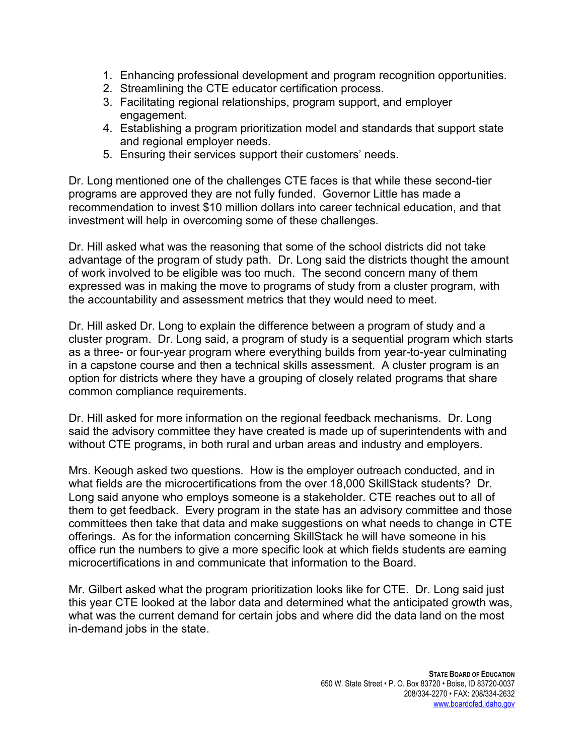1. Enhancing professional development and program recognition opportunities.
2. Streamlining the CTE educator certification process.
3. Facilitating regional relationships, program support, and employer engagement.
4. Establishing a program prioritization model and standards that support state and regional employer needs.
5. Ensuring their services support their customers' needs.

Dr. Long mentioned one of the challenges CTE faces is that while these second-tier programs are approved they are not fully funded. Governor Little has made a recommendation to invest $10 million dollars into career technical education, and that investment will help in overcoming some of these challenges.

Dr. Hill asked what was the reasoning that some of the school districts did not take advantage of the program of study path. Dr. Long said the districts thought the amount of work involved to be eligible was too much. The second concern many of them expressed was in making the move to programs of study from a cluster program, with the accountability and assessment metrics that they would need to meet.

Dr. Hill asked Dr. Long to explain the difference between a program of study and a cluster program. Dr. Long said, a program of study is a sequential program which starts as a three- or four-year program where everything builds from year-to-year culminating in a capstone course and then a technical skills assessment. A cluster program is an option for districts where they have a grouping of closely related programs that share common compliance requirements.

Dr. Hill asked for more information on the regional feedback mechanisms. Dr. Long said the advisory committee they have created is made up of superintendents with and without CTE programs, in both rural and urban areas and industry and employers.

Mrs. Keough asked two questions. How is the employer outreach conducted, and in what fields are the microcertifications from the over 18,000 SkillStack students? Dr. Long said anyone who employs someone is a stakeholder. CTE reaches out to all of them to get feedback. Every program in the state has an advisory committee and those committees then take that data and make suggestions on what needs to change in CTE offerings. As for the information concerning SkillStack he will have someone in his office run the numbers to give a more specific look at which fields students are earning microcertifications in and communicate that information to the Board.

Mr. Gilbert asked what the program prioritization looks like for CTE. Dr. Long said just this year CTE looked at the labor data and determined what the anticipated growth was, what was the current demand for certain jobs and where did the data land on the most in-demand jobs in the state.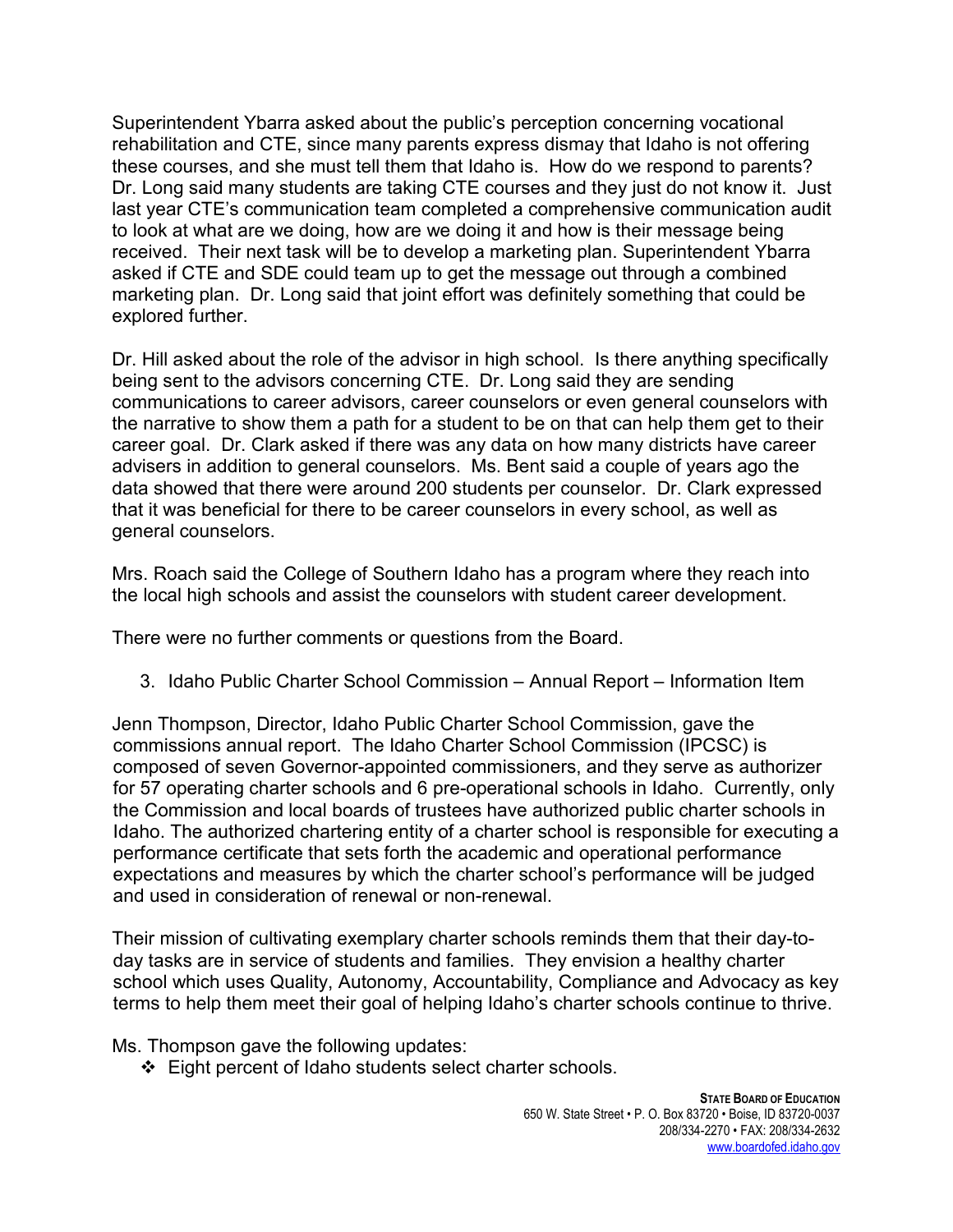Superintendent Ybarra asked about the public's perception concerning vocational rehabilitation and CTE, since many parents express dismay that Idaho is not offering these courses, and she must tell them that Idaho is. How do we respond to parents? Dr. Long said many students are taking CTE courses and they just do not know it. Just last year CTE's communication team completed a comprehensive communication audit to look at what are we doing, how are we doing it and how is their message being received. Their next task will be to develop a marketing plan. Superintendent Ybarra asked if CTE and SDE could team up to get the message out through a combined marketing plan. Dr. Long said that joint effort was definitely something that could be explored further.

Dr. Hill asked about the role of the advisor in high school. Is there anything specifically being sent to the advisors concerning CTE. Dr. Long said they are sending communications to career advisors, career counselors or even general counselors with the narrative to show them a path for a student to be on that can help them get to their career goal. Dr. Clark asked if there was any data on how many districts have career advisers in addition to general counselors. Ms. Bent said a couple of years ago the data showed that there were around 200 students per counselor. Dr. Clark expressed that it was beneficial for there to be career counselors in every school, as well as general counselors.

Mrs. Roach said the College of Southern Idaho has a program where they reach into the local high schools and assist the counselors with student career development.

There were no further comments or questions from the Board.

3. Idaho Public Charter School Commission – Annual Report – Information Item

Jenn Thompson, Director, Idaho Public Charter School Commission, gave the commissions annual report. The Idaho Charter School Commission (IPCSC) is composed of seven Governor-appointed commissioners, and they serve as authorizer for 57 operating charter schools and 6 pre-operational schools in Idaho. Currently, only the Commission and local boards of trustees have authorized public charter schools in Idaho. The authorized chartering entity of a charter school is responsible for executing a performance certificate that sets forth the academic and operational performance expectations and measures by which the charter school's performance will be judged and used in consideration of renewal or non-renewal.

Their mission of cultivating exemplary charter schools reminds them that their day-to-day tasks are in service of students and families. They envision a healthy charter school which uses Quality, Autonomy, Accountability, Compliance and Advocacy as key terms to help them meet their goal of helping Idaho's charter schools continue to thrive.

Ms. Thompson gave the following updates:

- Eight percent of Idaho students select charter schools.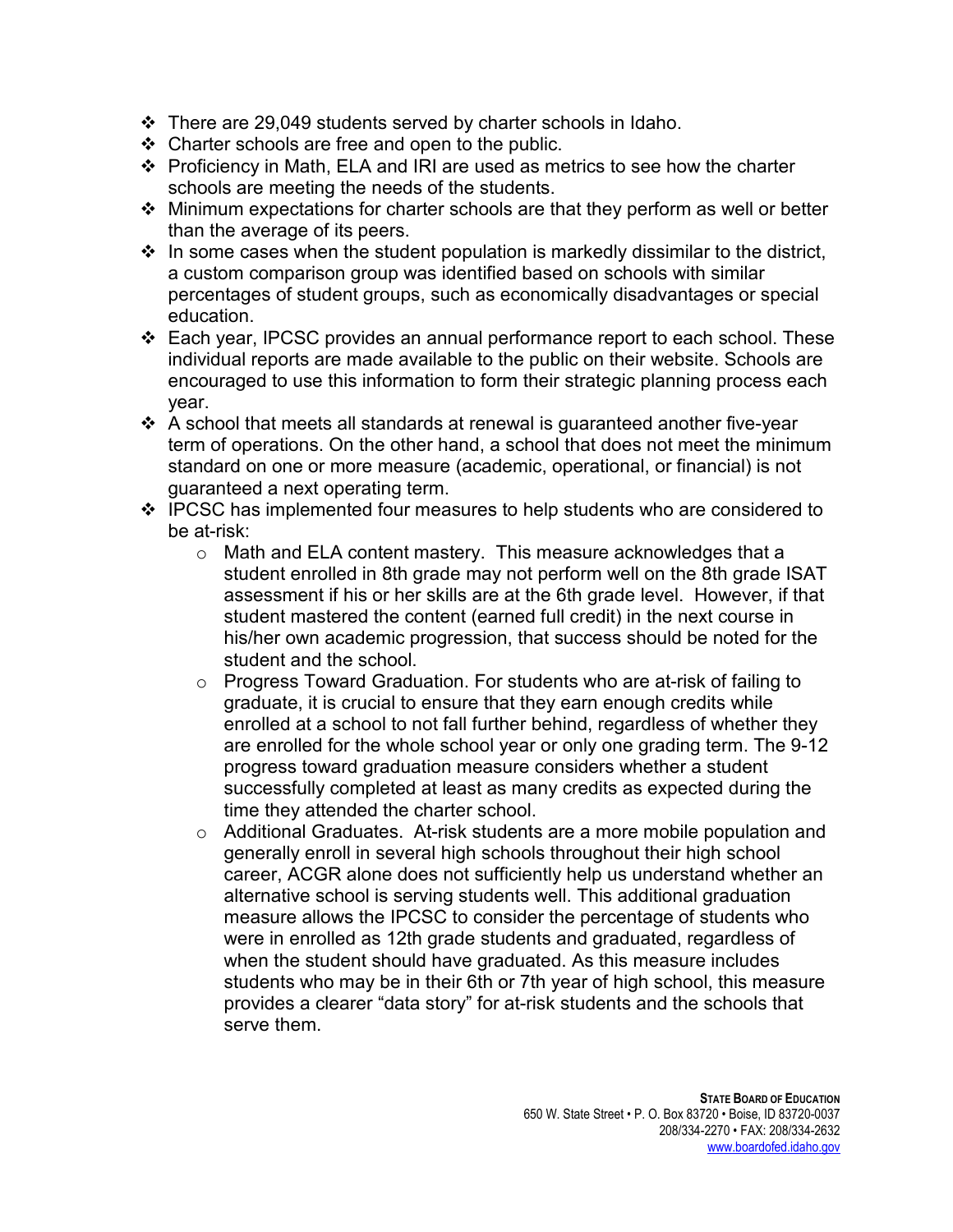- There are 29,049 students served by charter schools in Idaho.
- Charter schools are free and open to the public.
- Proficiency in Math, ELA and IRI are used as metrics to see how the charter schools are meeting the needs of the students.
- Minimum expectations for charter schools are that they perform as well or better than the average of its peers.
- In some cases when the student population is markedly dissimilar to the district, a custom comparison group was identified based on schools with similar percentages of student groups, such as economically disadvantages or special education.
- Each year, IPCSC provides an annual performance report to each school. These individual reports are made available to the public on their website. Schools are encouraged to use this information to form their strategic planning process each year.
- A school that meets all standards at renewal is guaranteed another five-year term of operations. On the other hand, a school that does not meet the minimum standard on one or more measure (academic, operational, or financial) is not guaranteed a next operating term.
- IPCSC has implemented four measures to help students who are considered to be at-risk:
  - Math and ELA content mastery.  This measure acknowledges that a student enrolled in 8th grade may not perform well on the 8th grade ISAT assessment if his or her skills are at the 6th grade level.  However, if that student mastered the content (earned full credit) in the next course in his/her own academic progression, that success should be noted for the student and the school.
  - Progress Toward Graduation. For students who are at-risk of failing to graduate, it is crucial to ensure that they earn enough credits while enrolled at a school to not fall further behind, regardless of whether they are enrolled for the whole school year or only one grading term. The 9-12 progress toward graduation measure considers whether a student successfully completed at least as many credits as expected during the time they attended the charter school.
  - Additional Graduates.  At-risk students are a more mobile population and generally enroll in several high schools throughout their high school career, ACGR alone does not sufficiently help us understand whether an alternative school is serving students well. This additional graduation measure allows the IPCSC to consider the percentage of students who were in enrolled as 12th grade students and graduated, regardless of when the student should have graduated. As this measure includes students who may be in their 6th or 7th year of high school, this measure provides a clearer "data story" for at-risk students and the schools that serve them.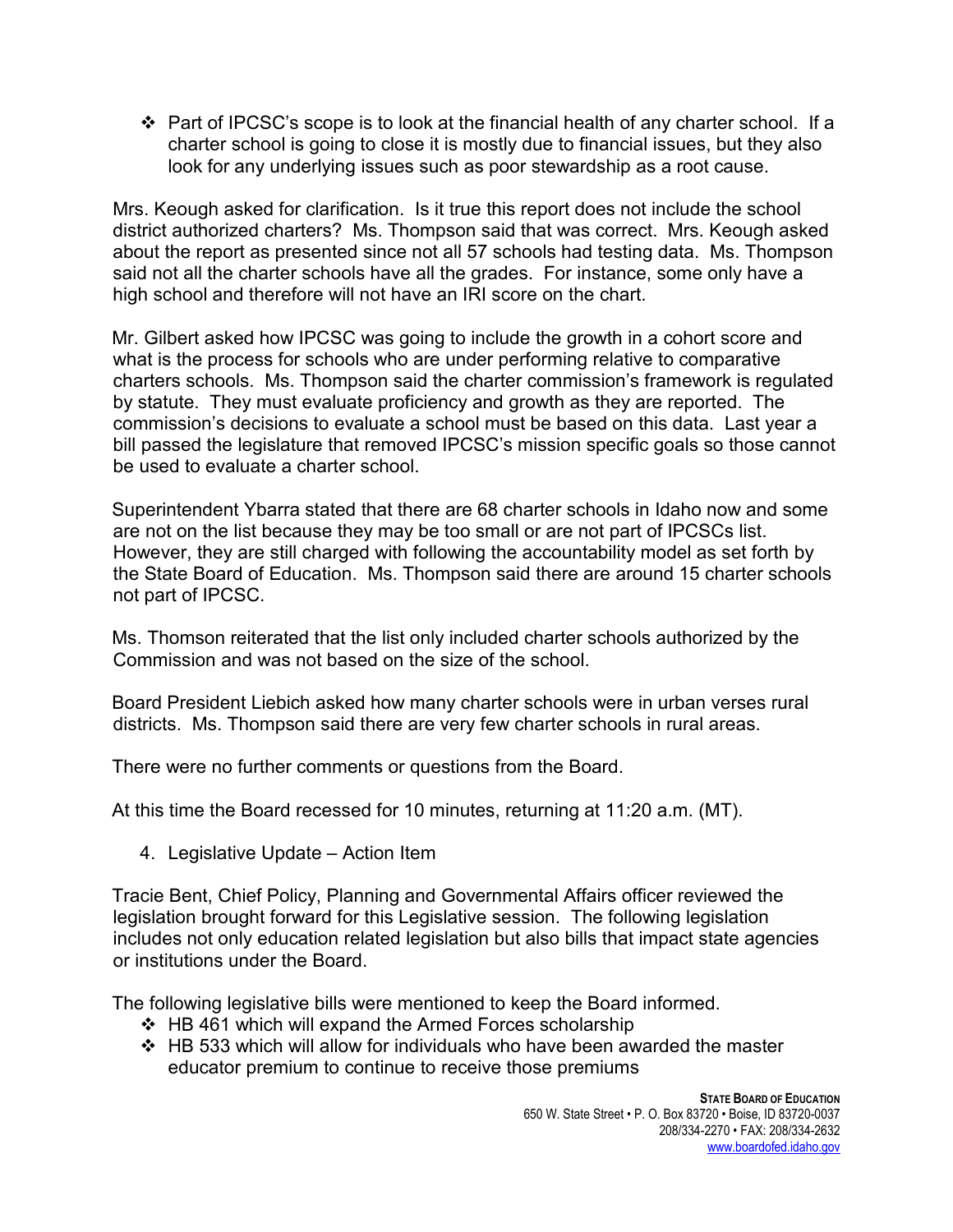- Part of IPCSC's scope is to look at the financial health of any charter school. If a charter school is going to close it is mostly due to financial issues, but they also look for any underlying issues such as poor stewardship as a root cause.

Mrs. Keough asked for clarification. Is it true this report does not include the school district authorized charters? Ms. Thompson said that was correct. Mrs. Keough asked about the report as presented since not all 57 schools had testing data. Ms. Thompson said not all the charter schools have all the grades. For instance, some only have a high school and therefore will not have an IRI score on the chart.

Mr. Gilbert asked how IPCSC was going to include the growth in a cohort score and what is the process for schools who are under performing relative to comparative charters schools. Ms. Thompson said the charter commission's framework is regulated by statute. They must evaluate proficiency and growth as they are reported. The commission's decisions to evaluate a school must be based on this data. Last year a bill passed the legislature that removed IPCSC's mission specific goals so those cannot be used to evaluate a charter school.

Superintendent Ybarra stated that there are 68 charter schools in Idaho now and some are not on the list because they may be too small or are not part of IPCSCs list. However, they are still charged with following the accountability model as set forth by the State Board of Education. Ms. Thompson said there are around 15 charter schools not part of IPCSC.

Ms. Thomson reiterated that the list only included charter schools authorized by the Commission and was not based on the size of the school.

Board President Liebich asked how many charter schools were in urban verses rural districts. Ms. Thompson said there are very few charter schools in rural areas.

There were no further comments or questions from the Board.

At this time the Board recessed for 10 minutes, returning at 11:20 a.m. (MT).

4. Legislative Update – Action Item

Tracie Bent, Chief Policy, Planning and Governmental Affairs officer reviewed the legislation brought forward for this Legislative session. The following legislation includes not only education related legislation but also bills that impact state agencies or institutions under the Board.

The following legislative bills were mentioned to keep the Board informed.

- HB 461 which will expand the Armed Forces scholarship
- HB 533 which will allow for individuals who have been awarded the master educator premium to continue to receive those premiums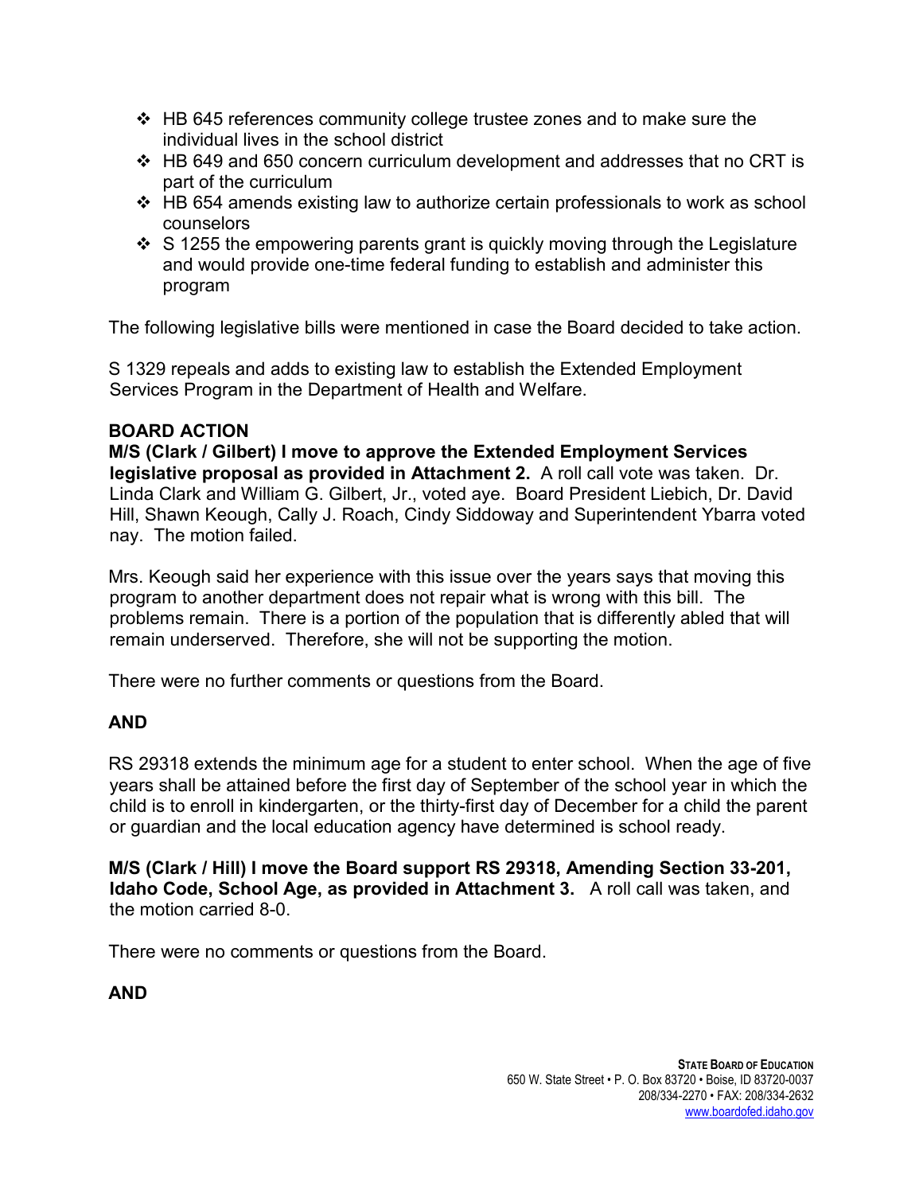- HB 645 references community college trustee zones and to make sure the individual lives in the school district
- HB 649 and 650 concern curriculum development and addresses that no CRT is part of the curriculum
- HB 654 amends existing law to authorize certain professionals to work as school counselors
- S 1255 the empowering parents grant is quickly moving through the Legislature and would provide one-time federal funding to establish and administer this program

The following legislative bills were mentioned in case the Board decided to take action.

S 1329 repeals and adds to existing law to establish the Extended Employment Services Program in the Department of Health and Welfare.

**BOARD ACTION**

**M/S (Clark / Gilbert) I move to approve the Extended Employment Services legislative proposal as provided in Attachment 2.** A roll call vote was taken. Dr. Linda Clark and William G. Gilbert, Jr., voted aye. Board President Liebich, Dr. David Hill, Shawn Keough, Cally J. Roach, Cindy Siddoway and Superintendent Ybarra voted nay. The motion failed.

Mrs. Keough said her experience with this issue over the years says that moving this program to another department does not repair what is wrong with this bill. The problems remain. There is a portion of the population that is differently abled that will remain underserved. Therefore, she will not be supporting the motion.

There were no further comments or questions from the Board.

**AND**

RS 29318 extends the minimum age for a student to enter school. When the age of five years shall be attained before the first day of September of the school year in which the child is to enroll in kindergarten, or the thirty-first day of December for a child the parent or guardian and the local education agency have determined is school ready.

**M/S (Clark / Hill) I move the Board support RS 29318, Amending Section 33-201, Idaho Code, School Age, as provided in Attachment 3.** A roll call was taken, and the motion carried 8-0.

There were no comments or questions from the Board.

**AND**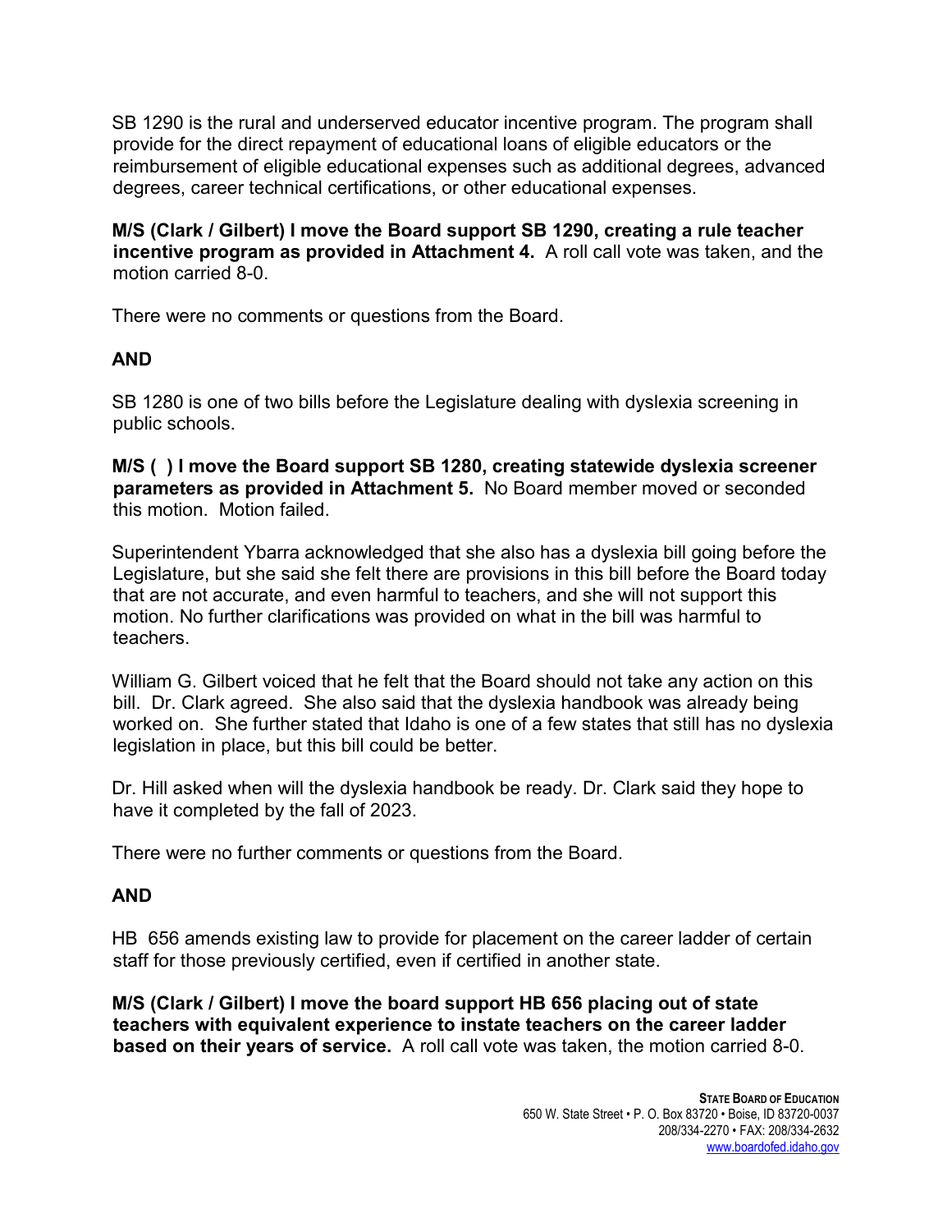SB 1290 is the rural and underserved educator incentive program. The program shall provide for the direct repayment of educational loans of eligible educators or the reimbursement of eligible educational expenses such as additional degrees, advanced degrees, career technical certifications, or other educational expenses.

**M/S (Clark / Gilbert) I move the Board support SB 1290, creating a rule teacher incentive program as provided in Attachment 4.** A roll call vote was taken, and the motion carried 8-0.

There were no comments or questions from the Board.

**AND**

SB 1280 is one of two bills before the Legislature dealing with dyslexia screening in public schools.

**M/S ( ) I move the Board support SB 1280, creating statewide dyslexia screener parameters as provided in Attachment 5.** No Board member moved or seconded this motion. Motion failed.

Superintendent Ybarra acknowledged that she also has a dyslexia bill going before the Legislature, but she said she felt there are provisions in this bill before the Board today that are not accurate, and even harmful to teachers, and she will not support this motion. No further clarifications was provided on what in the bill was harmful to teachers.

William G. Gilbert voiced that he felt that the Board should not take any action on this bill. Dr. Clark agreed. She also said that the dyslexia handbook was already being worked on. She further stated that Idaho is one of a few states that still has no dyslexia legislation in place, but this bill could be better.

Dr. Hill asked when will the dyslexia handbook be ready. Dr. Clark said they hope to have it completed by the fall of 2023.

There were no further comments or questions from the Board.

**AND**

HB 656 amends existing law to provide for placement on the career ladder of certain staff for those previously certified, even if certified in another state.

**M/S (Clark / Gilbert) I move the board support HB 656 placing out of state teachers with equivalent experience to instate teachers on the career ladder based on their years of service.** A roll call vote was taken, the motion carried 8-0.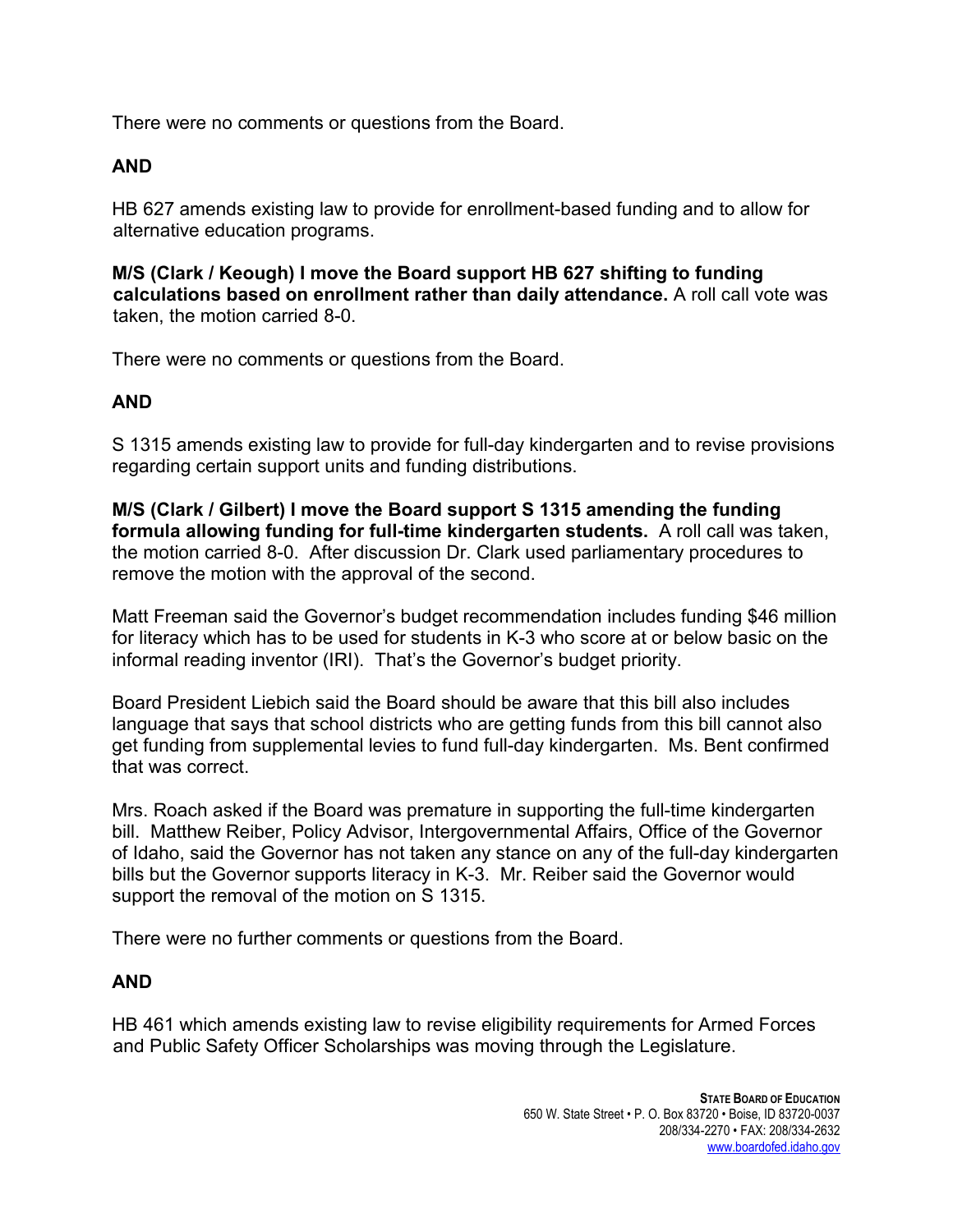There were no comments or questions from the Board.

**AND**

HB 627 amends existing law to provide for enrollment-based funding and to allow for alternative education programs.

**M/S (Clark / Keough) I move the Board support HB 627 shifting to funding calculations based on enrollment rather than daily attendance.** A roll call vote was taken, the motion carried 8-0.

There were no comments or questions from the Board.

**AND**

S 1315 amends existing law to provide for full-day kindergarten and to revise provisions regarding certain support units and funding distributions.

**M/S (Clark / Gilbert) I move the Board support S 1315 amending the funding formula allowing funding for full-time kindergarten students.** A roll call was taken, the motion carried 8-0. After discussion Dr. Clark used parliamentary procedures to remove the motion with the approval of the second.

Matt Freeman said the Governor's budget recommendation includes funding $46 million for literacy which has to be used for students in K-3 who score at or below basic on the informal reading inventor (IRI). That's the Governor's budget priority.

Board President Liebich said the Board should be aware that this bill also includes language that says that school districts who are getting funds from this bill cannot also get funding from supplemental levies to fund full-day kindergarten. Ms. Bent confirmed that was correct.

Mrs. Roach asked if the Board was premature in supporting the full-time kindergarten bill. Matthew Reiber, Policy Advisor, Intergovernmental Affairs, Office of the Governor of Idaho, said the Governor has not taken any stance on any of the full-day kindergarten bills but the Governor supports literacy in K-3. Mr. Reiber said the Governor would support the removal of the motion on S 1315.

There were no further comments or questions from the Board.

**AND**

HB 461 which amends existing law to revise eligibility requirements for Armed Forces and Public Safety Officer Scholarships was moving through the Legislature.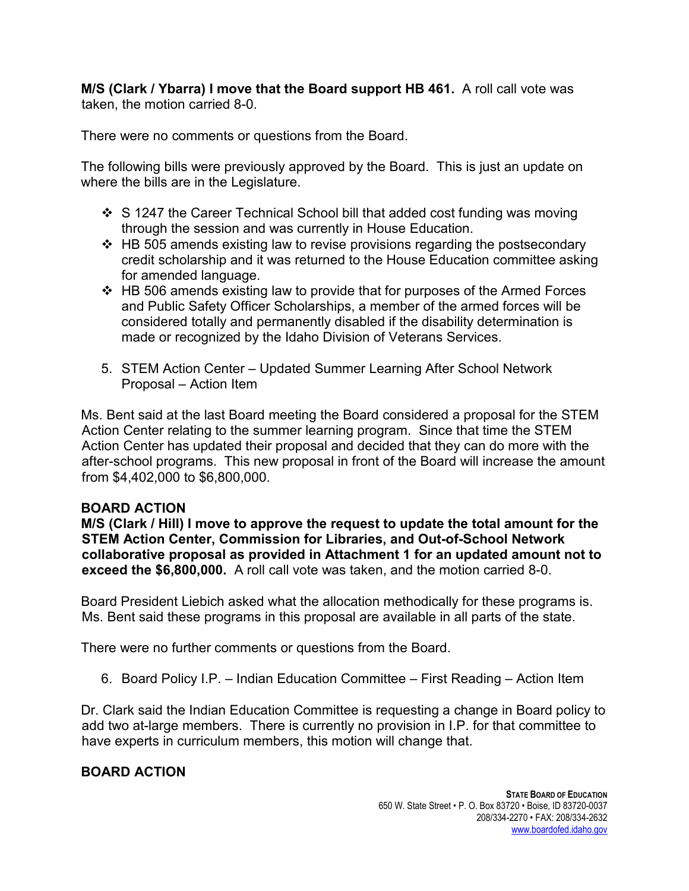**M/S (Clark / Ybarra) I move that the Board support HB 461.** A roll call vote was taken, the motion carried 8-0.

There were no comments or questions from the Board.

The following bills were previously approved by the Board. This is just an update on where the bills are in the Legislature.

- S 1247 the Career Technical School bill that added cost funding was moving through the session and was currently in House Education.
- HB 505 amends existing law to revise provisions regarding the postsecondary credit scholarship and it was returned to the House Education committee asking for amended language.
- HB 506 amends existing law to provide that for purposes of the Armed Forces and Public Safety Officer Scholarships, a member of the armed forces will be considered totally and permanently disabled if the disability determination is made or recognized by the Idaho Division of Veterans Services.

5. STEM Action Center – Updated Summer Learning After School Network Proposal – Action Item

Ms. Bent said at the last Board meeting the Board considered a proposal for the STEM Action Center relating to the summer learning program. Since that time the STEM Action Center has updated their proposal and decided that they can do more with the after-school programs. This new proposal in front of the Board will increase the amount from $4,402,000 to $6,800,000.

**BOARD ACTION**

**M/S (Clark / Hill) I move to approve the request to update the total amount for the STEM Action Center, Commission for Libraries, and Out-of-School Network collaborative proposal as provided in Attachment 1 for an updated amount not to exceed the $6,800,000.** A roll call vote was taken, and the motion carried 8-0.

Board President Liebich asked what the allocation methodically for these programs is. Ms. Bent said these programs in this proposal are available in all parts of the state.

There were no further comments or questions from the Board.

6. Board Policy I.P. – Indian Education Committee – First Reading – Action Item

Dr. Clark said the Indian Education Committee is requesting a change in Board policy to add two at-large members. There is currently no provision in I.P. for that committee to have experts in curriculum members, this motion will change that.

**BOARD ACTION**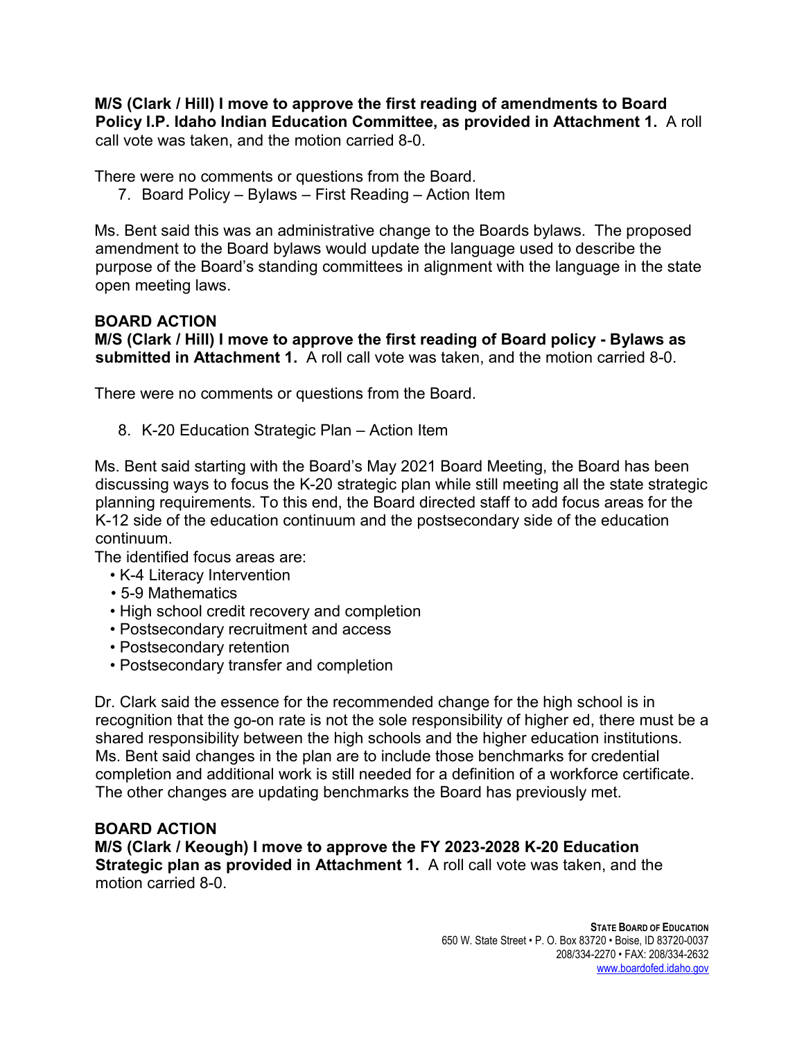**M/S (Clark / Hill) I move to approve the first reading of amendments to Board Policy I.P. Idaho Indian Education Committee, as provided in Attachment 1.** A roll call vote was taken, and the motion carried 8-0.

There were no comments or questions from the Board.

7. Board Policy – Bylaws – First Reading – Action Item

Ms. Bent said this was an administrative change to the Boards bylaws. The proposed amendment to the Board bylaws would update the language used to describe the purpose of the Board's standing committees in alignment with the language in the state open meeting laws.

**BOARD ACTION**

**M/S (Clark / Hill) I move to approve the first reading of Board policy - Bylaws as submitted in Attachment 1.** A roll call vote was taken, and the motion carried 8-0.

There were no comments or questions from the Board.

8. K-20 Education Strategic Plan – Action Item

Ms. Bent said starting with the Board's May 2021 Board Meeting, the Board has been discussing ways to focus the K-20 strategic plan while still meeting all the state strategic planning requirements. To this end, the Board directed staff to add focus areas for the K-12 side of the education continuum and the postsecondary side of the education continuum.

The identified focus areas are:

- K-4 Literacy Intervention
- 5-9 Mathematics
- High school credit recovery and completion
- Postsecondary recruitment and access
- Postsecondary retention
- Postsecondary transfer and completion

Dr. Clark said the essence for the recommended change for the high school is in recognition that the go-on rate is not the sole responsibility of higher ed, there must be a shared responsibility between the high schools and the higher education institutions. Ms. Bent said changes in the plan are to include those benchmarks for credential completion and additional work is still needed for a definition of a workforce certificate. The other changes are updating benchmarks the Board has previously met.

**BOARD ACTION**

**M/S (Clark / Keough) I move to approve the FY 2023-2028 K-20 Education Strategic plan as provided in Attachment 1.** A roll call vote was taken, and the motion carried 8-0.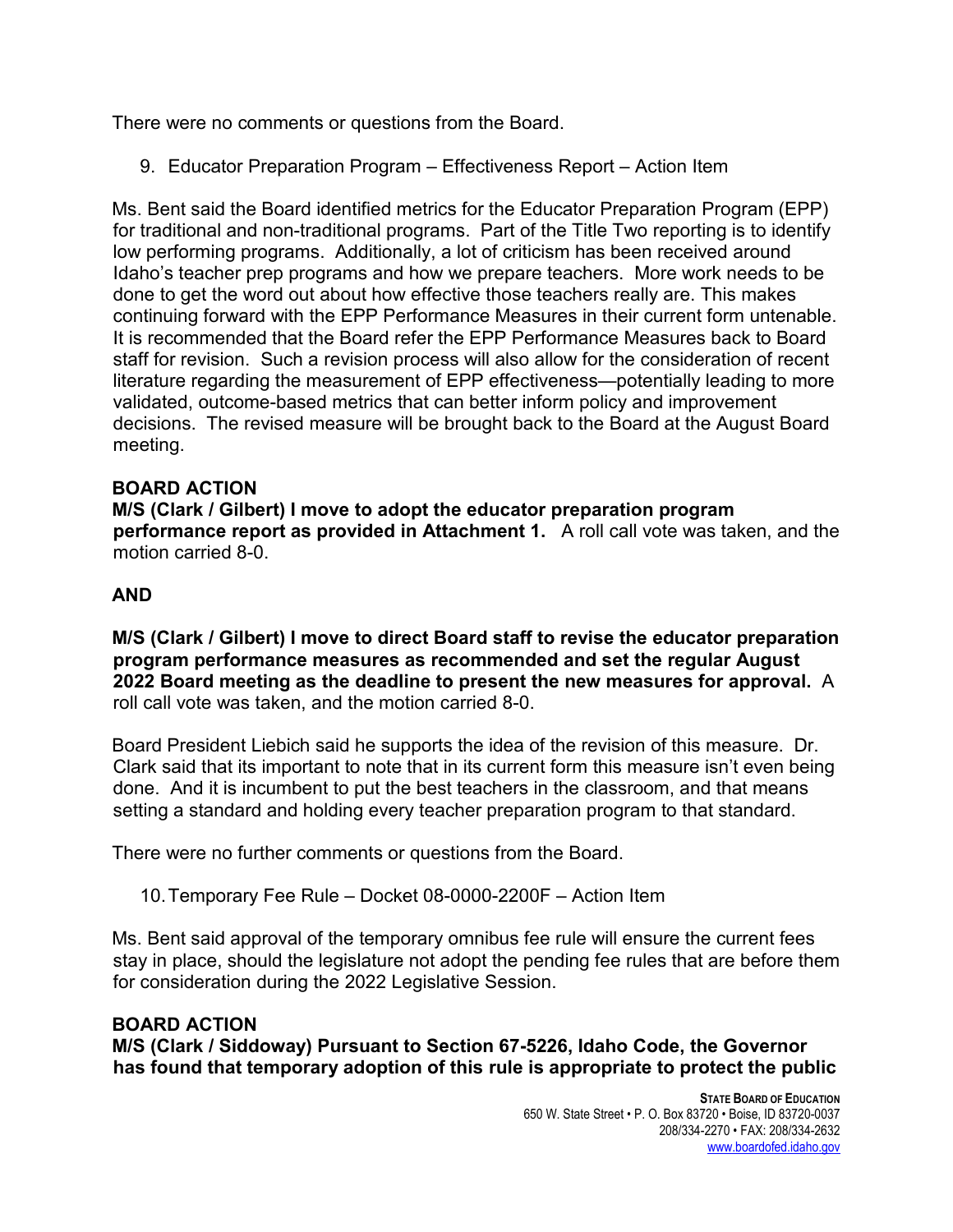There were no comments or questions from the Board.

9. Educator Preparation Program – Effectiveness Report – Action Item

Ms. Bent said the Board identified metrics for the Educator Preparation Program (EPP) for traditional and non-traditional programs. Part of the Title Two reporting is to identify low performing programs. Additionally, a lot of criticism has been received around Idaho's teacher prep programs and how we prepare teachers. More work needs to be done to get the word out about how effective those teachers really are. This makes continuing forward with the EPP Performance Measures in their current form untenable. It is recommended that the Board refer the EPP Performance Measures back to Board staff for revision. Such a revision process will also allow for the consideration of recent literature regarding the measurement of EPP effectiveness—potentially leading to more validated, outcome-based metrics that can better inform policy and improvement decisions. The revised measure will be brought back to the Board at the August Board meeting.

**BOARD ACTION**

**M/S (Clark / Gilbert) I move to adopt the educator preparation program performance report as provided in Attachment 1.** A roll call vote was taken, and the motion carried 8-0.

**AND**

**M/S (Clark / Gilbert) I move to direct Board staff to revise the educator preparation program performance measures as recommended and set the regular August 2022 Board meeting as the deadline to present the new measures for approval.** A roll call vote was taken, and the motion carried 8-0.

Board President Liebich said he supports the idea of the revision of this measure. Dr. Clark said that its important to note that in its current form this measure isn't even being done. And it is incumbent to put the best teachers in the classroom, and that means setting a standard and holding every teacher preparation program to that standard.

There were no further comments or questions from the Board.

10. Temporary Fee Rule – Docket 08-0000-2200F – Action Item

Ms. Bent said approval of the temporary omnibus fee rule will ensure the current fees stay in place, should the legislature not adopt the pending fee rules that are before them for consideration during the 2022 Legislative Session.

**BOARD ACTION**

**M/S (Clark / Siddoway) Pursuant to Section 67-5226, Idaho Code, the Governor has found that temporary adoption of this rule is appropriate to protect the public**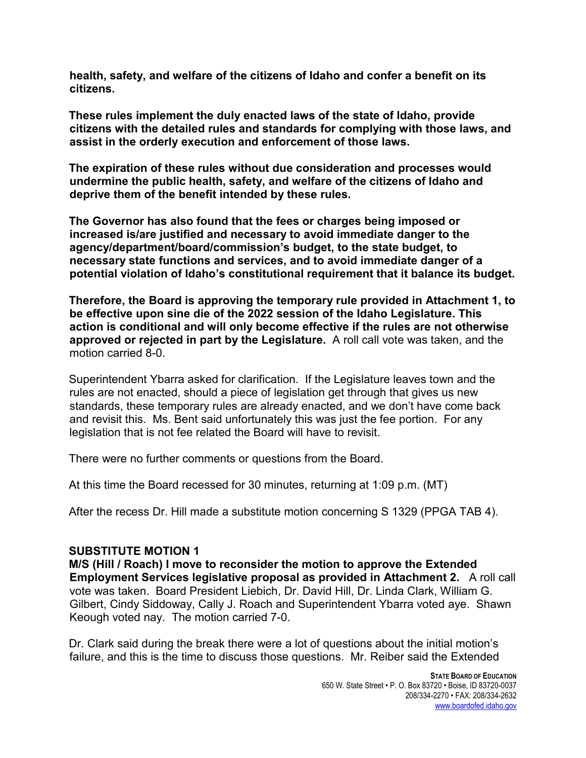**health, safety, and welfare of the citizens of Idaho and confer a benefit on its citizens.**

**These rules implement the duly enacted laws of the state of Idaho, provide citizens with the detailed rules and standards for complying with those laws, and assist in the orderly execution and enforcement of those laws.**

**The expiration of these rules without due consideration and processes would undermine the public health, safety, and welfare of the citizens of Idaho and deprive them of the benefit intended by these rules.**

**The Governor has also found that the fees or charges being imposed or increased is/are justified and necessary to avoid immediate danger to the agency/department/board/commission's budget, to the state budget, to necessary state functions and services, and to avoid immediate danger of a potential violation of Idaho's constitutional requirement that it balance its budget.**

**Therefore, the Board is approving the temporary rule provided in Attachment 1, to be effective upon sine die of the 2022 session of the Idaho Legislature. This action is conditional and will only become effective if the rules are not otherwise approved or rejected in part by the Legislature.** A roll call vote was taken, and the motion carried 8-0.

Superintendent Ybarra asked for clarification. If the Legislature leaves town and the rules are not enacted, should a piece of legislation get through that gives us new standards, these temporary rules are already enacted, and we don't have come back and revisit this. Ms. Bent said unfortunately this was just the fee portion. For any legislation that is not fee related the Board will have to revisit.

There were no further comments or questions from the Board.

At this time the Board recessed for 30 minutes, returning at 1:09 p.m. (MT)

After the recess Dr. Hill made a substitute motion concerning S 1329 (PPGA TAB 4).

**SUBSTITUTE MOTION 1**

**M/S (Hill / Roach) I move to reconsider the motion to approve the Extended Employment Services legislative proposal as provided in Attachment 2.** A roll call vote was taken. Board President Liebich, Dr. David Hill, Dr. Linda Clark, William G. Gilbert, Cindy Siddoway, Cally J. Roach and Superintendent Ybarra voted aye. Shawn Keough voted nay. The motion carried 7-0.

Dr. Clark said during the break there were a lot of questions about the initial motion's failure, and this is the time to discuss those questions. Mr. Reiber said the Extended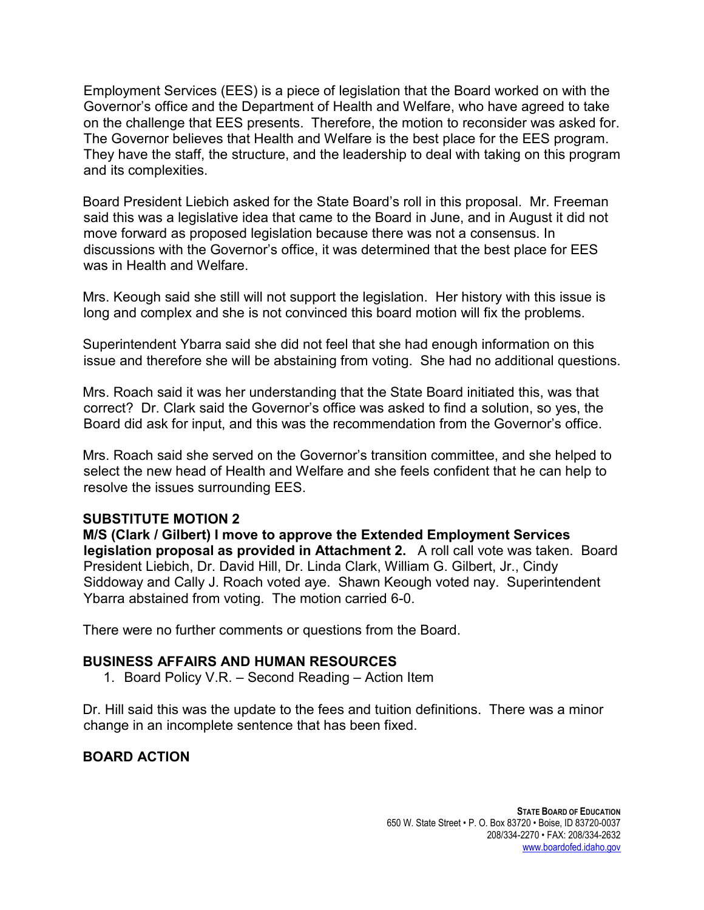Employment Services (EES) is a piece of legislation that the Board worked on with the Governor's office and the Department of Health and Welfare, who have agreed to take on the challenge that EES presents. Therefore, the motion to reconsider was asked for. The Governor believes that Health and Welfare is the best place for the EES program. They have the staff, the structure, and the leadership to deal with taking on this program and its complexities.

Board President Liebich asked for the State Board's roll in this proposal. Mr. Freeman said this was a legislative idea that came to the Board in June, and in August it did not move forward as proposed legislation because there was not a consensus. In discussions with the Governor's office, it was determined that the best place for EES was in Health and Welfare.

Mrs. Keough said she still will not support the legislation. Her history with this issue is long and complex and she is not convinced this board motion will fix the problems.

Superintendent Ybarra said she did not feel that she had enough information on this issue and therefore she will be abstaining from voting. She had no additional questions.

Mrs. Roach said it was her understanding that the State Board initiated this, was that correct? Dr. Clark said the Governor's office was asked to find a solution, so yes, the Board did ask for input, and this was the recommendation from the Governor's office.

Mrs. Roach said she served on the Governor's transition committee, and she helped to select the new head of Health and Welfare and she feels confident that he can help to resolve the issues surrounding EES.

**SUBSTITUTE MOTION 2**
**M/S (Clark / Gilbert) I move to approve the Extended Employment Services legislation proposal as provided in Attachment 2.** A roll call vote was taken. Board President Liebich, Dr. David Hill, Dr. Linda Clark, William G. Gilbert, Jr., Cindy Siddoway and Cally J. Roach voted aye. Shawn Keough voted nay. Superintendent Ybarra abstained from voting. The motion carried 6-0.

There were no further comments or questions from the Board.

**BUSINESS AFFAIRS AND HUMAN RESOURCES**

1. Board Policy V.R. – Second Reading – Action Item

Dr. Hill said this was the update to the fees and tuition definitions. There was a minor change in an incomplete sentence that has been fixed.

**BOARD ACTION**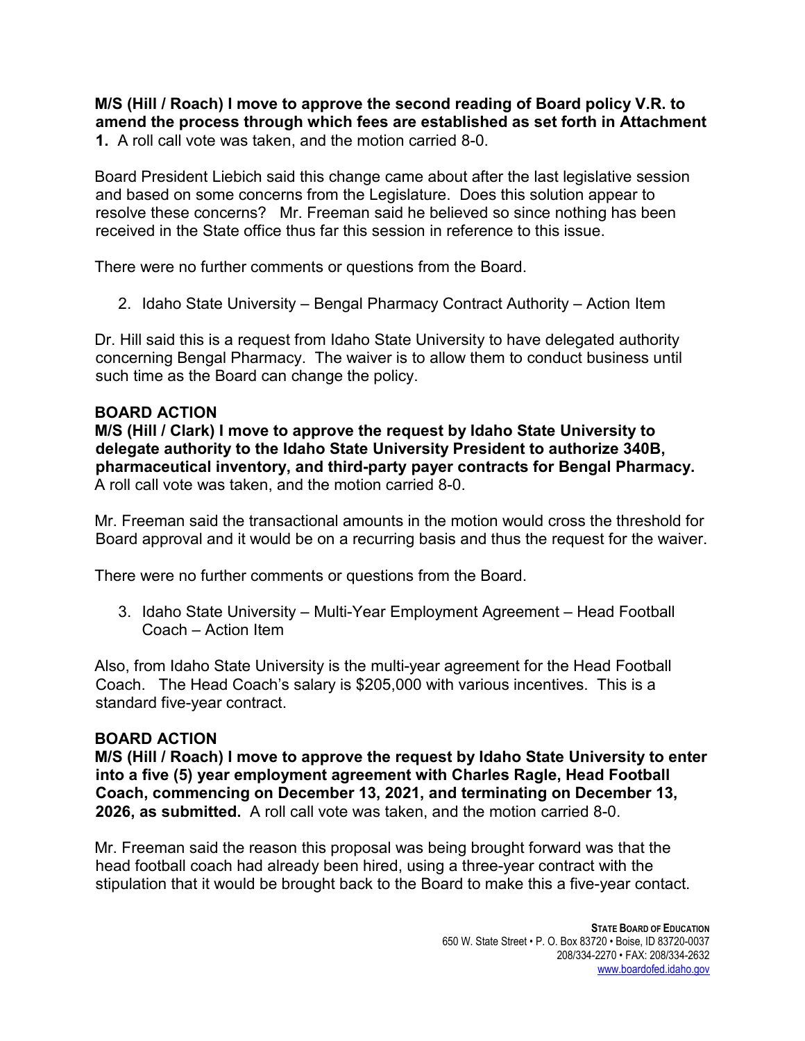**M/S (Hill / Roach) I move to approve the second reading of Board policy V.R. to amend the process through which fees are established as set forth in Attachment 1.** A roll call vote was taken, and the motion carried 8-0.

Board President Liebich said this change came about after the last legislative session and based on some concerns from the Legislature. Does this solution appear to resolve these concerns? Mr. Freeman said he believed so since nothing has been received in the State office thus far this session in reference to this issue.

There were no further comments or questions from the Board.

2. Idaho State University – Bengal Pharmacy Contract Authority – Action Item

Dr. Hill said this is a request from Idaho State University to have delegated authority concerning Bengal Pharmacy. The waiver is to allow them to conduct business until such time as the Board can change the policy.

**BOARD ACTION**

**M/S (Hill / Clark) I move to approve the request by Idaho State University to delegate authority to the Idaho State University President to authorize 340B, pharmaceutical inventory, and third-party payer contracts for Bengal Pharmacy.** A roll call vote was taken, and the motion carried 8-0.

Mr. Freeman said the transactional amounts in the motion would cross the threshold for Board approval and it would be on a recurring basis and thus the request for the waiver.

There were no further comments or questions from the Board.

3. Idaho State University – Multi-Year Employment Agreement – Head Football Coach – Action Item

Also, from Idaho State University is the multi-year agreement for the Head Football Coach. The Head Coach's salary is $205,000 with various incentives. This is a standard five-year contract.

**BOARD ACTION**

**M/S (Hill / Roach) I move to approve the request by Idaho State University to enter into a five (5) year employment agreement with Charles Ragle, Head Football Coach, commencing on December 13, 2021, and terminating on December 13, 2026, as submitted.** A roll call vote was taken, and the motion carried 8-0.

Mr. Freeman said the reason this proposal was being brought forward was that the head football coach had already been hired, using a three-year contract with the stipulation that it would be brought back to the Board to make this a five-year contact.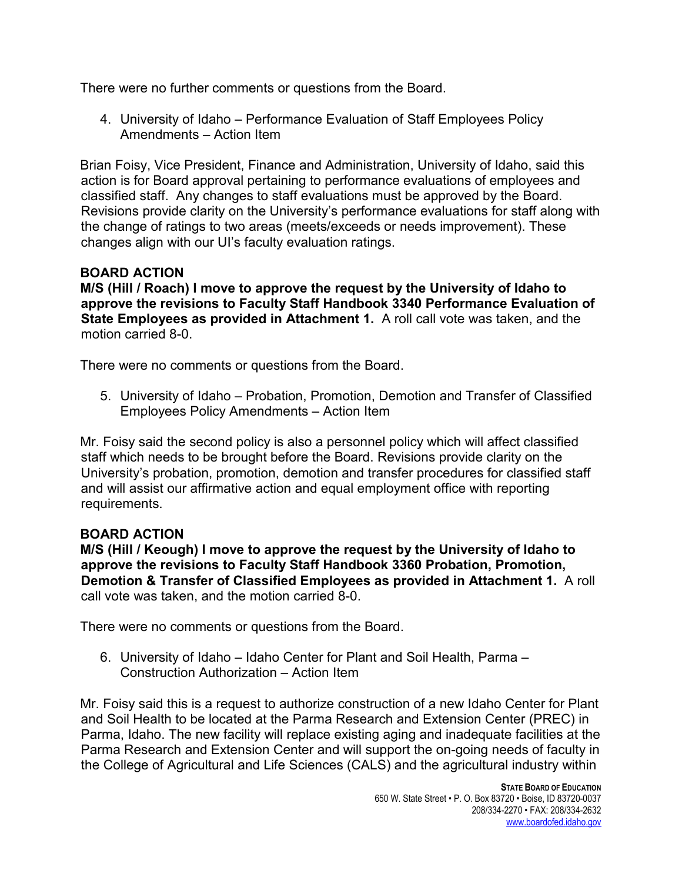There were no further comments or questions from the Board.

4. University of Idaho – Performance Evaluation of Staff Employees Policy Amendments – Action Item

Brian Foisy, Vice President, Finance and Administration, University of Idaho, said this action is for Board approval pertaining to performance evaluations of employees and classified staff. Any changes to staff evaluations must be approved by the Board. Revisions provide clarity on the University's performance evaluations for staff along with the change of ratings to two areas (meets/exceeds or needs improvement). These changes align with our UI's faculty evaluation ratings.

**BOARD ACTION**

**M/S (Hill / Roach) I move to approve the request by the University of Idaho to approve the revisions to Faculty Staff Handbook 3340 Performance Evaluation of State Employees as provided in Attachment 1.** A roll call vote was taken, and the motion carried 8-0.

There were no comments or questions from the Board.

5. University of Idaho – Probation, Promotion, Demotion and Transfer of Classified Employees Policy Amendments – Action Item

Mr. Foisy said the second policy is also a personnel policy which will affect classified staff which needs to be brought before the Board. Revisions provide clarity on the University's probation, promotion, demotion and transfer procedures for classified staff and will assist our affirmative action and equal employment office with reporting requirements.

**BOARD ACTION**

**M/S (Hill / Keough) I move to approve the request by the University of Idaho to approve the revisions to Faculty Staff Handbook 3360 Probation, Promotion, Demotion & Transfer of Classified Employees as provided in Attachment 1.** A roll call vote was taken, and the motion carried 8-0.

There were no comments or questions from the Board.

6. University of Idaho – Idaho Center for Plant and Soil Health, Parma – Construction Authorization – Action Item

Mr. Foisy said this is a request to authorize construction of a new Idaho Center for Plant and Soil Health to be located at the Parma Research and Extension Center (PREC) in Parma, Idaho. The new facility will replace existing aging and inadequate facilities at the Parma Research and Extension Center and will support the on-going needs of faculty in the College of Agricultural and Life Sciences (CALS) and the agricultural industry within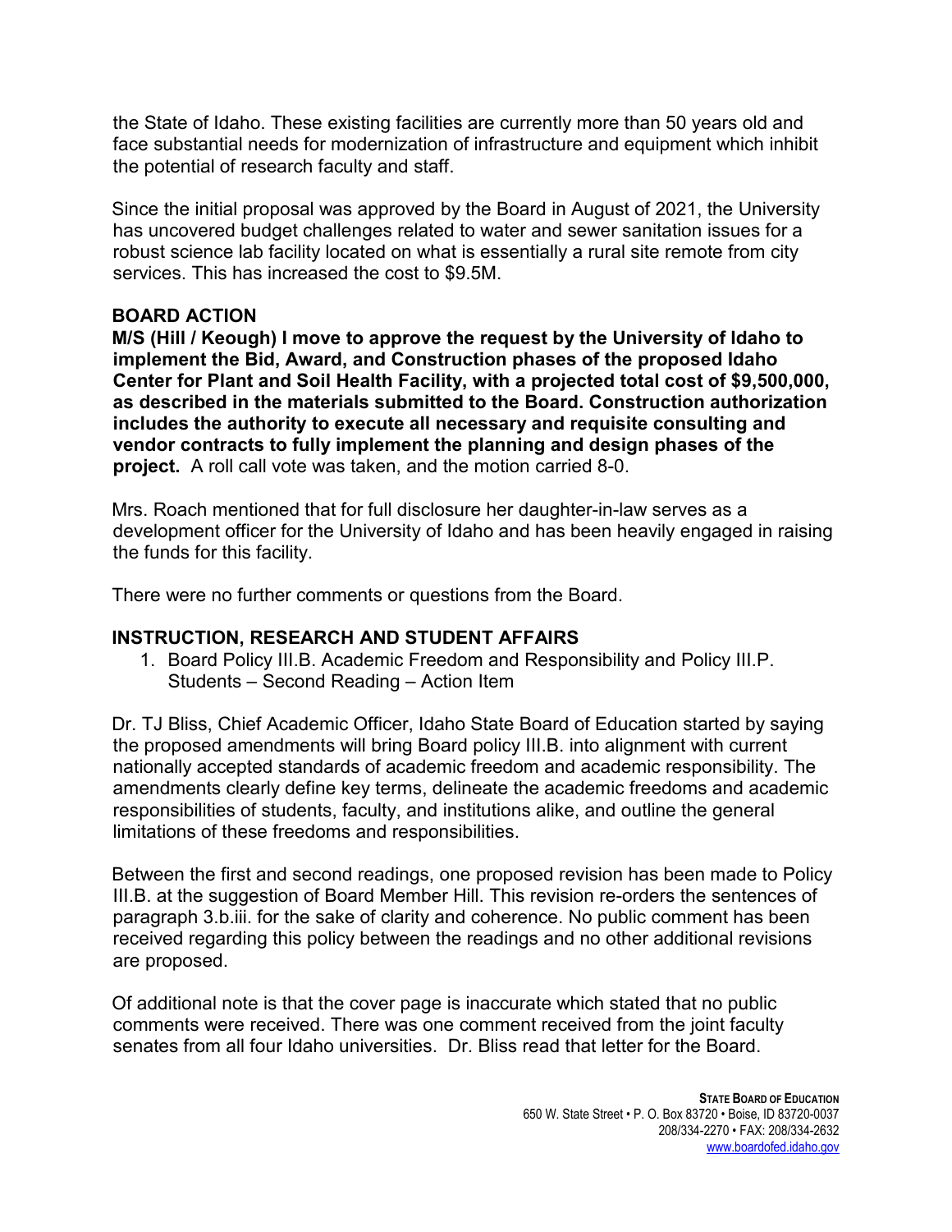the State of Idaho. These existing facilities are currently more than 50 years old and face substantial needs for modernization of infrastructure and equipment which inhibit the potential of research faculty and staff.

Since the initial proposal was approved by the Board in August of 2021, the University has uncovered budget challenges related to water and sewer sanitation issues for a robust science lab facility located on what is essentially a rural site remote from city services. This has increased the cost to $9.5M.

**BOARD ACTION**

**M/S (Hill / Keough) I move to approve the request by the University of Idaho to implement the Bid, Award, and Construction phases of the proposed Idaho Center for Plant and Soil Health Facility, with a projected total cost of $9,500,000, as described in the materials submitted to the Board. Construction authorization includes the authority to execute all necessary and requisite consulting and vendor contracts to fully implement the planning and design phases of the project.** A roll call vote was taken, and the motion carried 8-0.

Mrs. Roach mentioned that for full disclosure her daughter-in-law serves as a development officer for the University of Idaho and has been heavily engaged in raising the funds for this facility.

There were no further comments or questions from the Board.

## INSTRUCTION, RESEARCH AND STUDENT AFFAIRS

1. Board Policy III.B. Academic Freedom and Responsibility and Policy III.P. Students – Second Reading – Action Item

Dr. TJ Bliss, Chief Academic Officer, Idaho State Board of Education started by saying the proposed amendments will bring Board policy III.B. into alignment with current nationally accepted standards of academic freedom and academic responsibility. The amendments clearly define key terms, delineate the academic freedoms and academic responsibilities of students, faculty, and institutions alike, and outline the general limitations of these freedoms and responsibilities.

Between the first and second readings, one proposed revision has been made to Policy III.B. at the suggestion of Board Member Hill. This revision re-orders the sentences of paragraph 3.b.iii. for the sake of clarity and coherence. No public comment has been received regarding this policy between the readings and no other additional revisions are proposed.

Of additional note is that the cover page is inaccurate which stated that no public comments were received. There was one comment received from the joint faculty senates from all four Idaho universities. Dr. Bliss read that letter for the Board.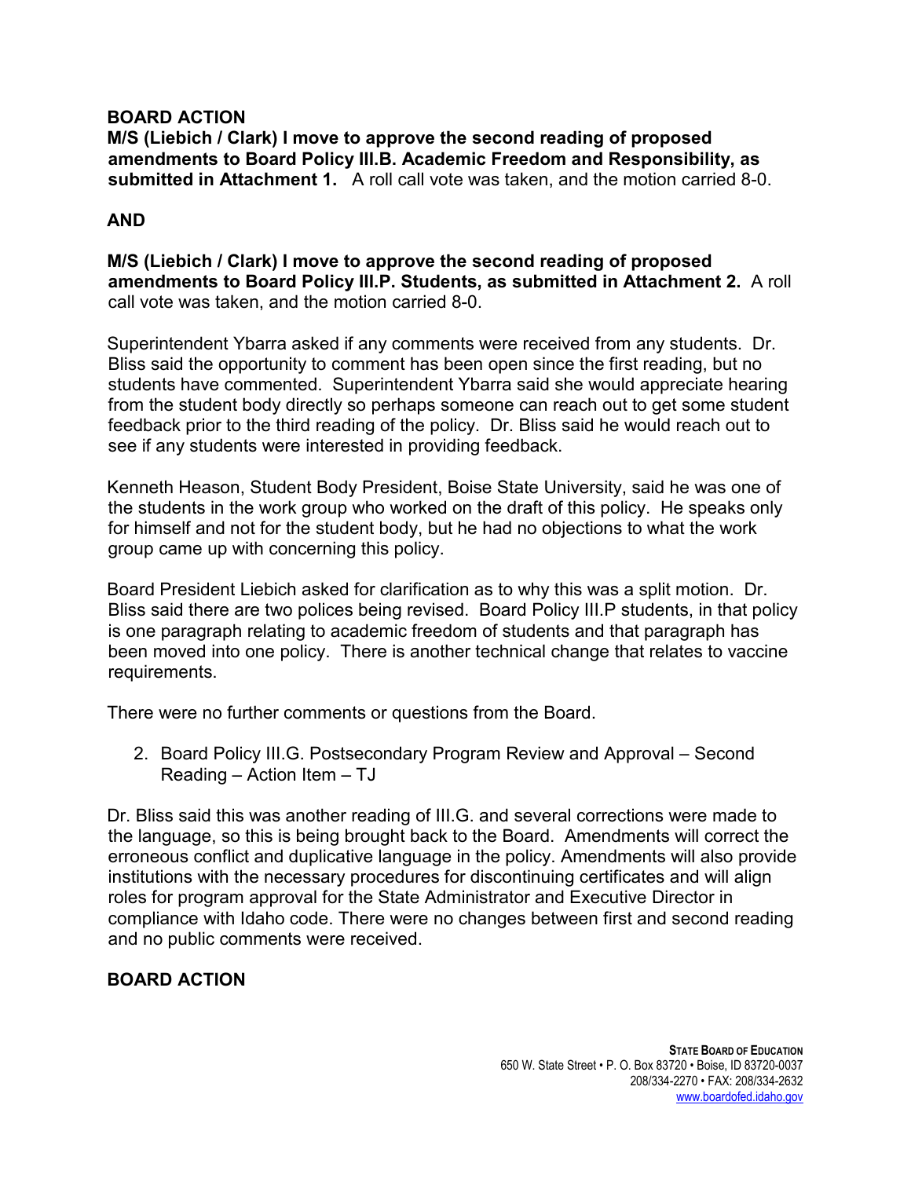**BOARD ACTION**

**M/S (Liebich / Clark) I move to approve the second reading of proposed amendments to Board Policy III.B. Academic Freedom and Responsibility, as submitted in Attachment 1.** A roll call vote was taken, and the motion carried 8-0.

**AND**

**M/S (Liebich / Clark) I move to approve the second reading of proposed amendments to Board Policy III.P. Students, as submitted in Attachment 2.** A roll call vote was taken, and the motion carried 8-0.

Superintendent Ybarra asked if any comments were received from any students. Dr. Bliss said the opportunity to comment has been open since the first reading, but no students have commented. Superintendent Ybarra said she would appreciate hearing from the student body directly so perhaps someone can reach out to get some student feedback prior to the third reading of the policy. Dr. Bliss said he would reach out to see if any students were interested in providing feedback.

Kenneth Heason, Student Body President, Boise State University, said he was one of the students in the work group who worked on the draft of this policy. He speaks only for himself and not for the student body, but he had no objections to what the work group came up with concerning this policy.

Board President Liebich asked for clarification as to why this was a split motion. Dr. Bliss said there are two polices being revised. Board Policy III.P students, in that policy is one paragraph relating to academic freedom of students and that paragraph has been moved into one policy. There is another technical change that relates to vaccine requirements.

There were no further comments or questions from the Board.

2. Board Policy III.G. Postsecondary Program Review and Approval – Second Reading – Action Item – TJ

Dr. Bliss said this was another reading of III.G. and several corrections were made to the language, so this is being brought back to the Board. Amendments will correct the erroneous conflict and duplicative language in the policy. Amendments will also provide institutions with the necessary procedures for discontinuing certificates and will align roles for program approval for the State Administrator and Executive Director in compliance with Idaho code. There were no changes between first and second reading and no public comments were received.

**BOARD ACTION**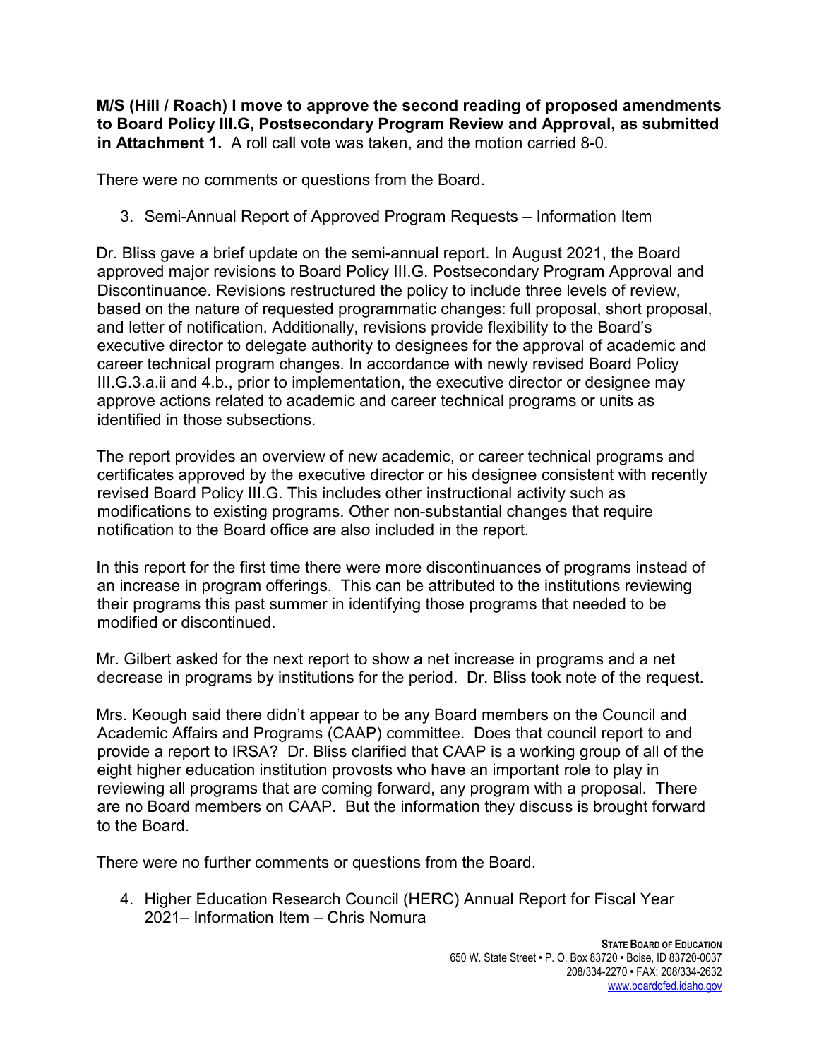**M/S (Hill / Roach) I move to approve the second reading of proposed amendments to Board Policy III.G, Postsecondary Program Review and Approval, as submitted in Attachment 1.** A roll call vote was taken, and the motion carried 8-0.

There were no comments or questions from the Board.

3. Semi-Annual Report of Approved Program Requests – Information Item

Dr. Bliss gave a brief update on the semi-annual report. In August 2021, the Board approved major revisions to Board Policy III.G. Postsecondary Program Approval and Discontinuance. Revisions restructured the policy to include three levels of review, based on the nature of requested programmatic changes: full proposal, short proposal, and letter of notification. Additionally, revisions provide flexibility to the Board's executive director to delegate authority to designees for the approval of academic and career technical program changes. In accordance with newly revised Board Policy III.G.3.a.ii and 4.b., prior to implementation, the executive director or designee may approve actions related to academic and career technical programs or units as identified in those subsections.

The report provides an overview of new academic, or career technical programs and certificates approved by the executive director or his designee consistent with recently revised Board Policy III.G. This includes other instructional activity such as modifications to existing programs. Other non-substantial changes that require notification to the Board office are also included in the report.

In this report for the first time there were more discontinuances of programs instead of an increase in program offerings. This can be attributed to the institutions reviewing their programs this past summer in identifying those programs that needed to be modified or discontinued.

Mr. Gilbert asked for the next report to show a net increase in programs and a net decrease in programs by institutions for the period. Dr. Bliss took note of the request.

Mrs. Keough said there didn't appear to be any Board members on the Council and Academic Affairs and Programs (CAAP) committee. Does that council report to and provide a report to IRSA? Dr. Bliss clarified that CAAP is a working group of all of the eight higher education institution provosts who have an important role to play in reviewing all programs that are coming forward, any program with a proposal. There are no Board members on CAAP. But the information they discuss is brought forward to the Board.

There were no further comments or questions from the Board.

4. Higher Education Research Council (HERC) Annual Report for Fiscal Year 2021– Information Item – Chris Nomura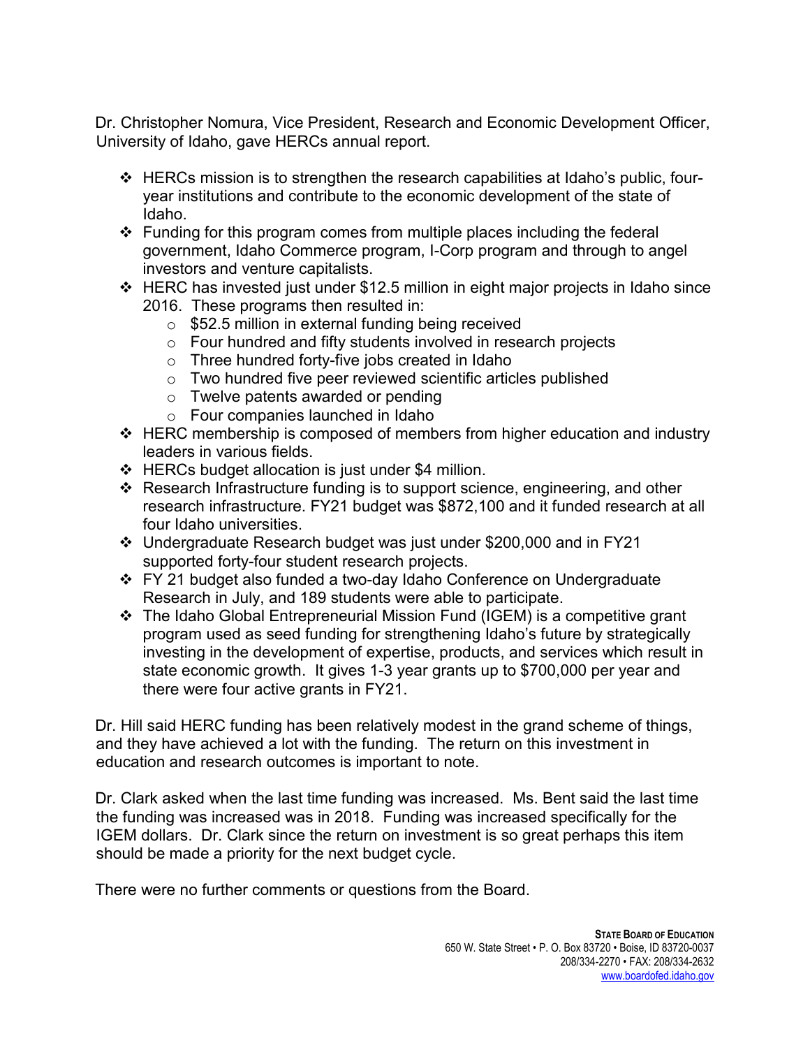Dr. Christopher Nomura, Vice President, Research and Economic Development Officer, University of Idaho, gave HERCs annual report.

- HERCs mission is to strengthen the research capabilities at Idaho's public, four-year institutions and contribute to the economic development of the state of Idaho.
- Funding for this program comes from multiple places including the federal government, Idaho Commerce program, I-Corp program and through to angel investors and venture capitalists.
- HERC has invested just under $12.5 million in eight major projects in Idaho since 2016. These programs then resulted in:
  - $52.5 million in external funding being received
  - Four hundred and fifty students involved in research projects
  - Three hundred forty-five jobs created in Idaho
  - Two hundred five peer reviewed scientific articles published
  - Twelve patents awarded or pending
  - Four companies launched in Idaho
- HERC membership is composed of members from higher education and industry leaders in various fields.
- HERCs budget allocation is just under $4 million.
- Research Infrastructure funding is to support science, engineering, and other research infrastructure. FY21 budget was $872,100 and it funded research at all four Idaho universities.
- Undergraduate Research budget was just under $200,000 and in FY21 supported forty-four student research projects.
- FY 21 budget also funded a two-day Idaho Conference on Undergraduate Research in July, and 189 students were able to participate.
- The Idaho Global Entrepreneurial Mission Fund (IGEM) is a competitive grant program used as seed funding for strengthening Idaho's future by strategically investing in the development of expertise, products, and services which result in state economic growth. It gives 1-3 year grants up to $700,000 per year and there were four active grants in FY21.

Dr. Hill said HERC funding has been relatively modest in the grand scheme of things, and they have achieved a lot with the funding. The return on this investment in education and research outcomes is important to note.

Dr. Clark asked when the last time funding was increased. Ms. Bent said the last time the funding was increased was in 2018. Funding was increased specifically for the IGEM dollars. Dr. Clark since the return on investment is so great perhaps this item should be made a priority for the next budget cycle.

There were no further comments or questions from the Board.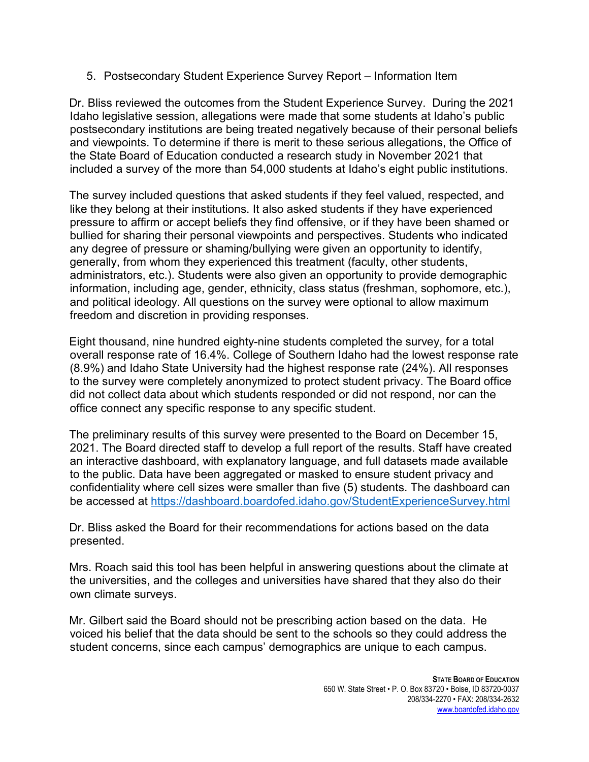5. Postsecondary Student Experience Survey Report – Information Item

Dr. Bliss reviewed the outcomes from the Student Experience Survey. During the 2021 Idaho legislative session, allegations were made that some students at Idaho's public postsecondary institutions are being treated negatively because of their personal beliefs and viewpoints. To determine if there is merit to these serious allegations, the Office of the State Board of Education conducted a research study in November 2021 that included a survey of the more than 54,000 students at Idaho's eight public institutions.

The survey included questions that asked students if they feel valued, respected, and like they belong at their institutions. It also asked students if they have experienced pressure to affirm or accept beliefs they find offensive, or if they have been shamed or bullied for sharing their personal viewpoints and perspectives. Students who indicated any degree of pressure or shaming/bullying were given an opportunity to identify, generally, from whom they experienced this treatment (faculty, other students, administrators, etc.). Students were also given an opportunity to provide demographic information, including age, gender, ethnicity, class status (freshman, sophomore, etc.), and political ideology. All questions on the survey were optional to allow maximum freedom and discretion in providing responses.

Eight thousand, nine hundred eighty-nine students completed the survey, for a total overall response rate of 16.4%. College of Southern Idaho had the lowest response rate (8.9%) and Idaho State University had the highest response rate (24%). All responses to the survey were completely anonymized to protect student privacy. The Board office did not collect data about which students responded or did not respond, nor can the office connect any specific response to any specific student.

The preliminary results of this survey were presented to the Board on December 15, 2021. The Board directed staff to develop a full report of the results. Staff have created an interactive dashboard, with explanatory language, and full datasets made available to the public. Data have been aggregated or masked to ensure student privacy and confidentiality where cell sizes were smaller than five (5) students. The dashboard can be accessed at https://dashboard.boardofed.idaho.gov/StudentExperienceSurvey.html

Dr. Bliss asked the Board for their recommendations for actions based on the data presented.

Mrs. Roach said this tool has been helpful in answering questions about the climate at the universities, and the colleges and universities have shared that they also do their own climate surveys.

Mr. Gilbert said the Board should not be prescribing action based on the data. He voiced his belief that the data should be sent to the schools so they could address the student concerns, since each campus' demographics are unique to each campus.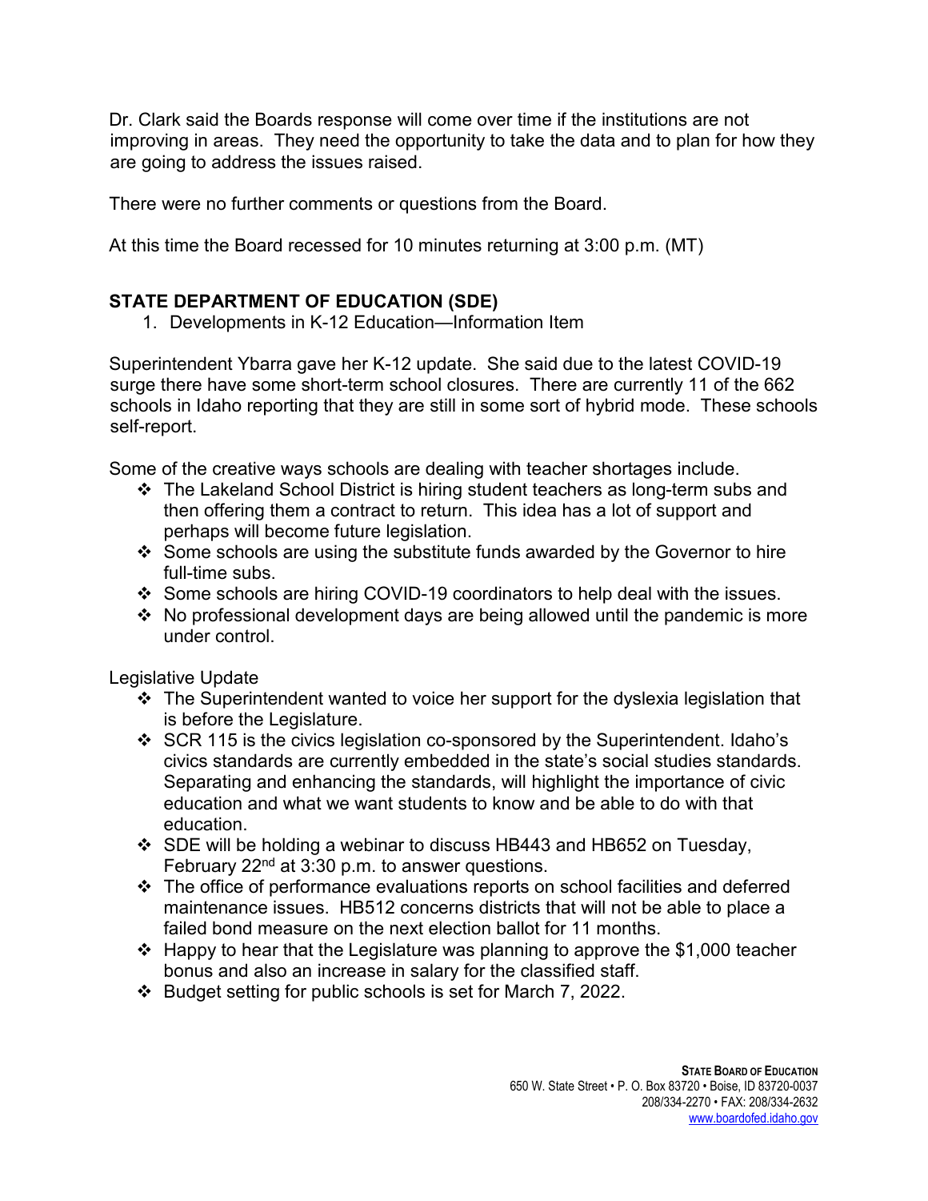Dr. Clark said the Boards response will come over time if the institutions are not improving in areas. They need the opportunity to take the data and to plan for how they are going to address the issues raised.

There were no further comments or questions from the Board.

At this time the Board recessed for 10 minutes returning at 3:00 p.m. (MT)

## STATE DEPARTMENT OF EDUCATION (SDE)

1. Developments in K-12 Education—Information Item

Superintendent Ybarra gave her K-12 update. She said due to the latest COVID-19 surge there have some short-term school closures. There are currently 11 of the 662 schools in Idaho reporting that they are still in some sort of hybrid mode. These schools self-report.

Some of the creative ways schools are dealing with teacher shortages include.

- The Lakeland School District is hiring student teachers as long-term subs and then offering them a contract to return. This idea has a lot of support and perhaps will become future legislation.
- Some schools are using the substitute funds awarded by the Governor to hire full-time subs.
- Some schools are hiring COVID-19 coordinators to help deal with the issues.
- No professional development days are being allowed until the pandemic is more under control.

Legislative Update

- The Superintendent wanted to voice her support for the dyslexia legislation that is before the Legislature.
- SCR 115 is the civics legislation co-sponsored by the Superintendent. Idaho's civics standards are currently embedded in the state's social studies standards. Separating and enhancing the standards, will highlight the importance of civic education and what we want students to know and be able to do with that education.
- SDE will be holding a webinar to discuss HB443 and HB652 on Tuesday, February 22nd at 3:30 p.m. to answer questions.
- The office of performance evaluations reports on school facilities and deferred maintenance issues. HB512 concerns districts that will not be able to place a failed bond measure on the next election ballot for 11 months.
- Happy to hear that the Legislature was planning to approve the $1,000 teacher bonus and also an increase in salary for the classified staff.
- Budget setting for public schools is set for March 7, 2022.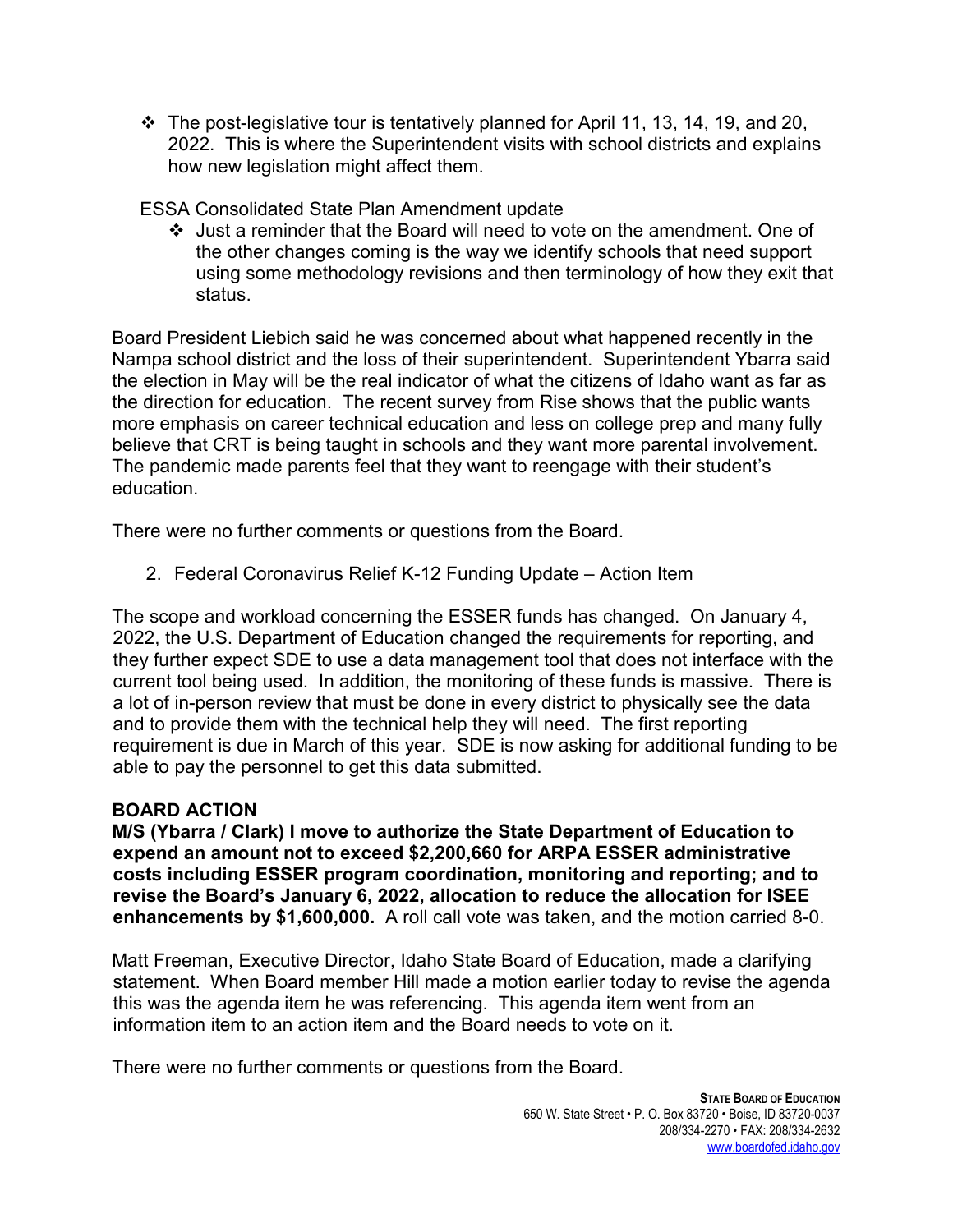- ❖ The post-legislative tour is tentatively planned for April 11, 13, 14, 19, and 20, 2022. This is where the Superintendent visits with school districts and explains how new legislation might affect them.

ESSA Consolidated State Plan Amendment update

- ❖ Just a reminder that the Board will need to vote on the amendment. One of the other changes coming is the way we identify schools that need support using some methodology revisions and then terminology of how they exit that status.

Board President Liebich said he was concerned about what happened recently in the Nampa school district and the loss of their superintendent. Superintendent Ybarra said the election in May will be the real indicator of what the citizens of Idaho want as far as the direction for education. The recent survey from Rise shows that the public wants more emphasis on career technical education and less on college prep and many fully believe that CRT is being taught in schools and they want more parental involvement. The pandemic made parents feel that they want to reengage with their student's education.

There were no further comments or questions from the Board.

2. Federal Coronavirus Relief K-12 Funding Update – Action Item

The scope and workload concerning the ESSER funds has changed. On January 4, 2022, the U.S. Department of Education changed the requirements for reporting, and they further expect SDE to use a data management tool that does not interface with the current tool being used. In addition, the monitoring of these funds is massive. There is a lot of in-person review that must be done in every district to physically see the data and to provide them with the technical help they will need. The first reporting requirement is due in March of this year. SDE is now asking for additional funding to be able to pay the personnel to get this data submitted.

**BOARD ACTION**

**M/S (Ybarra / Clark) I move to authorize the State Department of Education to expend an amount not to exceed $2,200,660 for ARPA ESSER administrative costs including ESSER program coordination, monitoring and reporting; and to revise the Board's January 6, 2022, allocation to reduce the allocation for ISEE enhancements by $1,600,000.** A roll call vote was taken, and the motion carried 8-0.

Matt Freeman, Executive Director, Idaho State Board of Education, made a clarifying statement. When Board member Hill made a motion earlier today to revise the agenda this was the agenda item he was referencing. This agenda item went from an information item to an action item and the Board needs to vote on it.

There were no further comments or questions from the Board.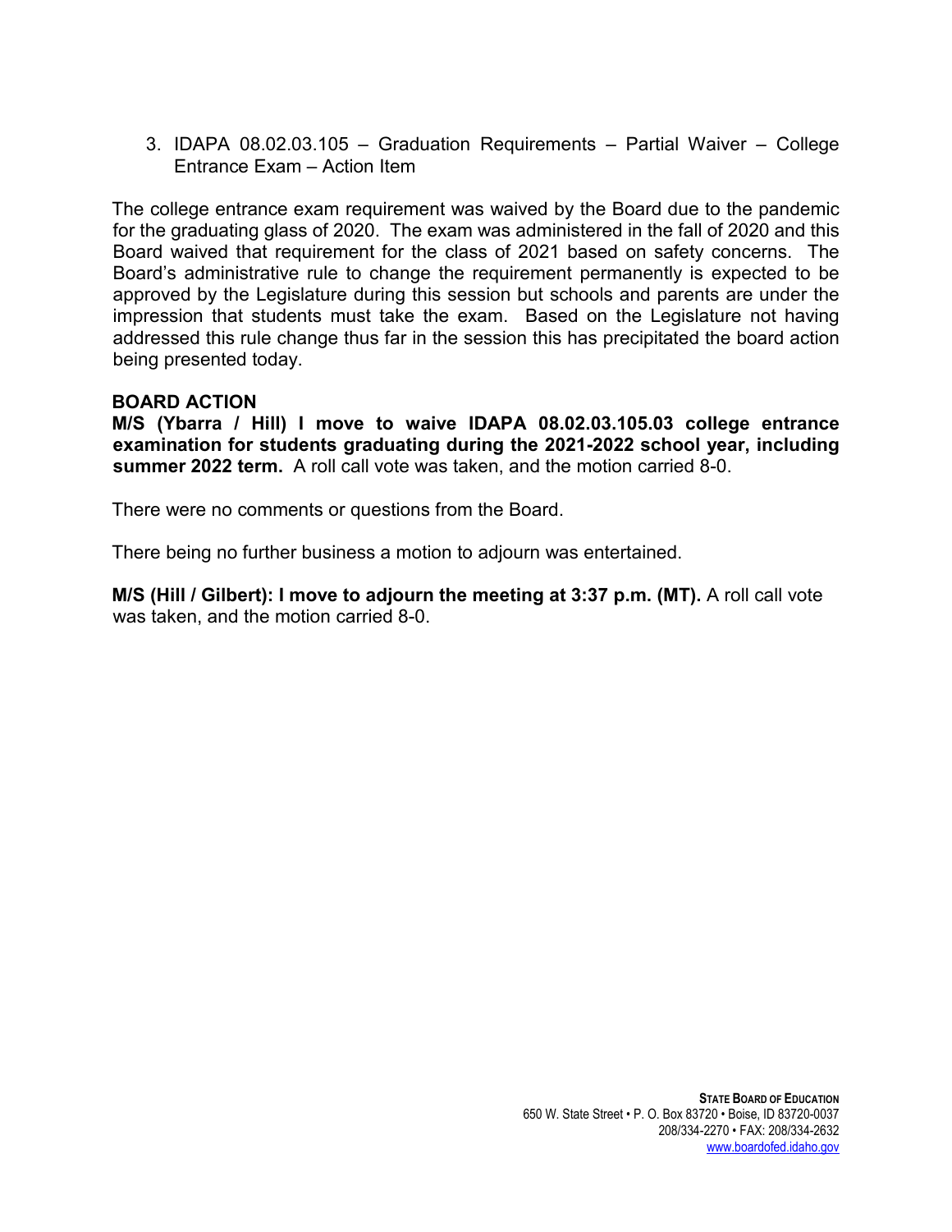3. IDAPA 08.02.03.105 – Graduation Requirements – Partial Waiver – College Entrance Exam – Action Item

The college entrance exam requirement was waived by the Board due to the pandemic for the graduating glass of 2020. The exam was administered in the fall of 2020 and this Board waived that requirement for the class of 2021 based on safety concerns. The Board's administrative rule to change the requirement permanently is expected to be approved by the Legislature during this session but schools and parents are under the impression that students must take the exam. Based on the Legislature not having addressed this rule change thus far in the session this has precipitated the board action being presented today.

**BOARD ACTION**

**M/S (Ybarra / Hill) I move to waive IDAPA 08.02.03.105.03 college entrance examination for students graduating during the 2021-2022 school year, including summer 2022 term.** A roll call vote was taken, and the motion carried 8-0.

There were no comments or questions from the Board.

There being no further business a motion to adjourn was entertained.

**M/S (Hill / Gilbert): I move to adjourn the meeting at 3:37 p.m. (MT).** A roll call vote was taken, and the motion carried 8-0.